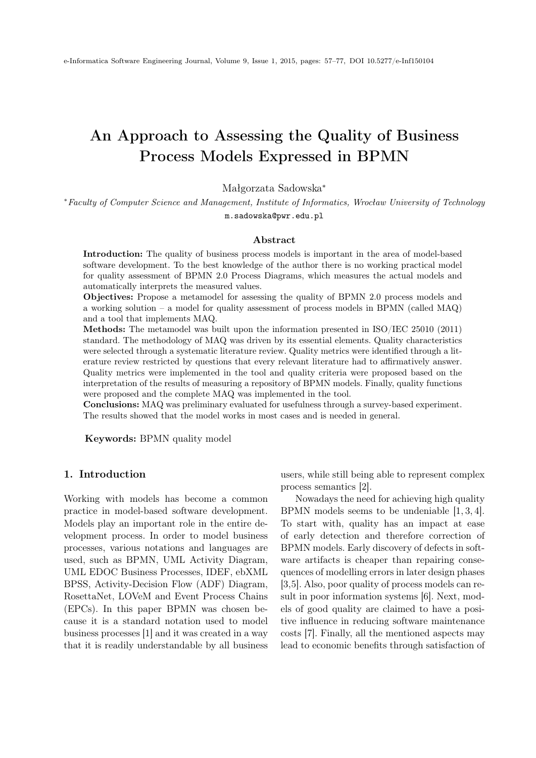# An Approach to Assessing the Quality of Business Process Models Expressed in BPMN

Małgorzata Sadowska*

*Faculty of Computer Science and Management, Institute of Informatics, Wrocław University of Technology*

m.sadowska@pwr.edu.pl

### Abstract

**Introduction:** The quality of business process models is important in the area of model-based software development. To the best knowledge of the author there is no working practical model for quality assessment of BPMN 2.0 Process Diagrams, which measures the actual models and automatically interprets the measured values.

**Objectives:** Propose a metamodel for assessing the quality of BPMN 2.0 process models and a working solution – a model for quality assessment of process models in BPMN (called MAQ) and a tool that implements MAQ.

**Methods:** The metamodel was built upon the information presented in ISO/IEC 25010 (2011) standard. The methodology of MAQ was driven by its essential elements. Quality characteristics were selected through a systematic literature review. Quality metrics were identified through a literature review restricted by questions that every relevant literature had to affirmatively answer. Quality metrics were implemented in the tool and quality criteria were proposed based on the interpretation of the results of measuring a repository of BPMN models. Finally, quality functions were proposed and the complete MAQ was implemented in the tool.

**Conclusions:** MAQ was preliminary evaluated for usefulness through a survey-based experiment. The results showed that the model works in most cases and is needed in general.

**Keywords:** BPMN quality model

## 1. Introduction

Working with models has become a common practice in model-based software development. Models play an important role in the entire development process. In order to model business processes, various notations and languages are used, such as BPMN, UML Activity Diagram, UML EDOC Business Processes, IDEF, ebXML BPSS, Activity-Decision Flow (ADF) Diagram, RosettaNet, LOVeM and Event Process Chains (EPCs). In this paper BPMN was chosen because it is a standard notation used to model business processes [1] and it was created in a way that it is readily understandable by all business users, while still being able to represent complex process semantics [2].

Nowadays the need for achieving high quality BPMN models seems to be undeniable [1, 3, 4]. To start with, quality has an impact at ease of early detection and therefore correction of BPMN models. Early discovery of defects in software artifacts is cheaper than repairing consequences of modelling errors in later design phases [3,5]. Also, poor quality of process models can result in poor information systems [6]. Next, models of good quality are claimed to have a positive influence in reducing software maintenance costs [7]. Finally, all the mentioned aspects may lead to economic benefits through satisfaction of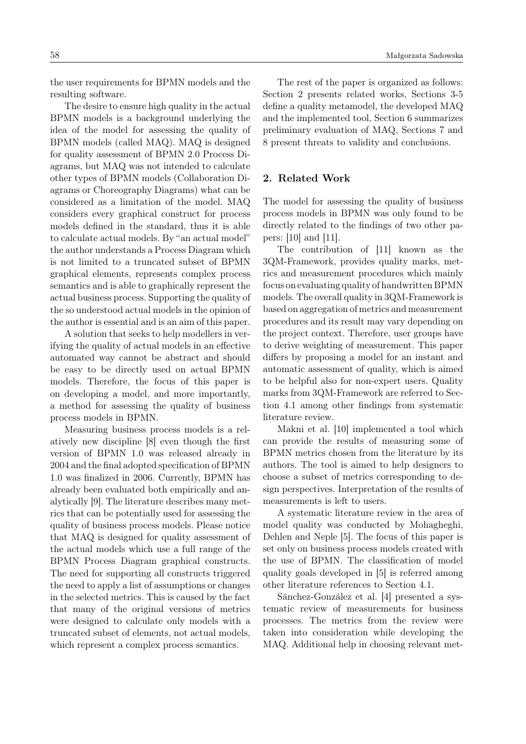the user requirements for BPMN models and the resulting software.

The desire to ensure high quality in the actual BPMN models is a background underlying the idea of the model for assessing the quality of BPMN models (called MAQ). MAQ is designed for quality assessment of BPMN 2.0 Process Diagrams, but MAQ was not intended to calculate other types of BPMN models (Collaboration Diagrams or Choreography Diagrams) what can be considered as a limitation of the model. MAQ considers every graphical construct for process models defined in the standard, thus it is able to calculate actual models. By "an actual model" the author understands a Process Diagram which is not limited to a truncated subset of BPMN graphical elements, represents complex process semantics and is able to graphically represent the actual business process. Supporting the quality of the so understood actual models in the opinion of the author is essential and is an aim of this paper.

A solution that seeks to help modellers in verifying the quality of actual models in an effective automated way cannot be abstract and should be easy to be directly used on actual BPMN models. Therefore, the focus of this paper is on developing a model, and more importantly, a method for assessing the quality of business process models in BPMN.

Measuring business process models is a relatively new discipline [8] even though the first version of BPMN 1.0 was released already in 2004 and the final adopted specification of BPMN 1.0 was finalized in 2006. Currently, BPMN has already been evaluated both empirically and analytically [9]. The literature describes many metrics that can be potentially used for assessing the quality of business process models. Please notice that MAQ is designed for quality assessment of the actual models which use a full range of the BPMN Process Diagram graphical constructs. The need for supporting all constructs triggered the need to apply a list of assumptions or changes in the selected metrics. This is caused by the fact that many of the original versions of metrics were designed to calculate only models with a truncated subset of elements, not actual models, which represent a complex process semantics.

The rest of the paper is organized as follows: Section 2 presents related works, Sections 3-5 define a quality metamodel, the developed MAQ and the implemented tool, Section 6 summarizes preliminary evaluation of MAQ, Sections 7 and 8 present threats to validity and conclusions.

## 2. Related Work

The model for assessing the quality of business process models in BPMN was only found to be directly related to the findings of two other papers: [10] and [11].

The contribution of [11] known as the 3QM-Framework, provides quality marks, metrics and measurement procedures which mainly focus on evaluating quality of handwritten BPMN models. The overall quality in 3QM-Framework is based on aggregation of metrics and measurement procedures and its result may vary depending on the project context. Therefore, user groups have to derive weighting of measurement. This paper differs by proposing a model for an instant and automatic assessment of quality, which is aimed to be helpful also for non-expert users. Quality marks from 3QM-Framework are referred to Section 4.1 among other findings from systematic literature review.

Makni et al. [10] implemented a tool which can provide the results of measuring some of BPMN metrics chosen from the literature by its authors. The tool is aimed to help designers to choose a subset of metrics corresponding to design perspectives. Interpretation of the results of measurements is left to users.

A systematic literature review in the area of model quality was conducted by Mohagheghi, Dehlen and Neple [5]. The focus of this paper is set only on business process models created with the use of BPMN. The classification of model quality goals developed in [5] is referred among other literature references to Section 4.1.

Sánchez-González et al. [4] presented a systematic review of measurements for business processes. The metrics from the review were taken into consideration while developing the MAQ. Additional help in choosing relevant met-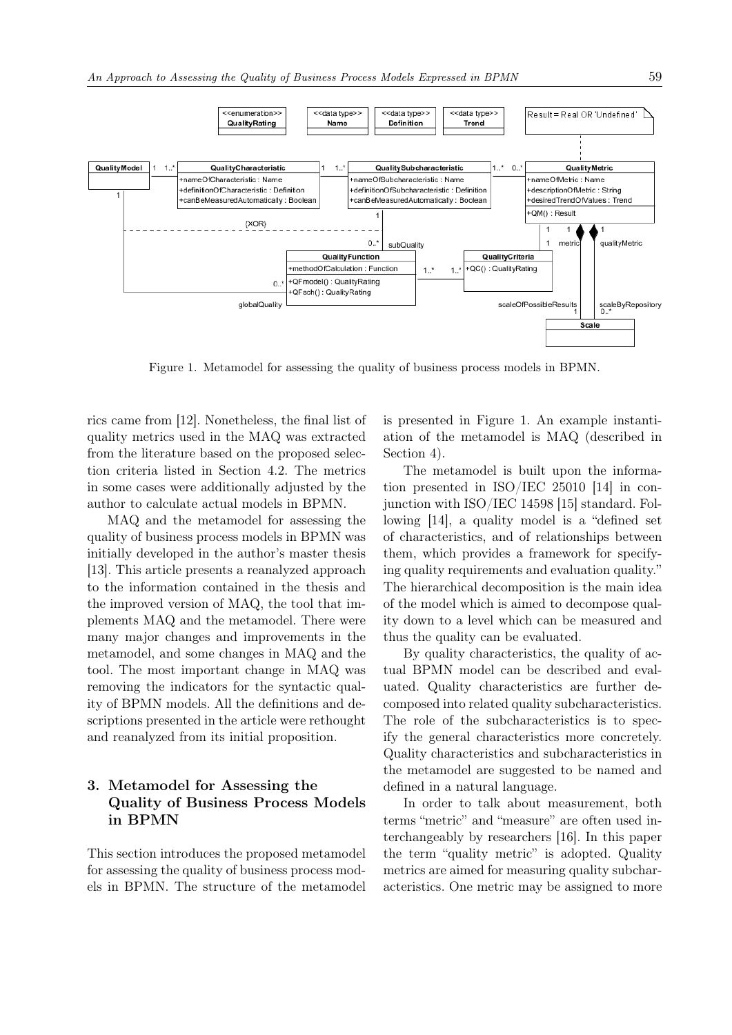Figure 1. Metamodel for assessing the quality of business process models in BPMN.

rics came from [12]. Nonetheless, the final list of quality metrics used in the MAQ was extracted from the literature based on the proposed selection criteria listed in Section 4.2. The metrics in some cases were additionally adjusted by the author to calculate actual models in BPMN.

MAQ and the metamodel for assessing the quality of business process models in BPMN was initially developed in the author's master thesis [13]. This article presents a reanalyzed approach to the information contained in the thesis and the improved version of MAQ, the tool that implements MAQ and the metamodel. There were many major changes and improvements in the metamodel, and some changes in MAQ and the tool. The most important change in MAQ was removing the indicators for the syntactic quality of BPMN models. All the definitions and descriptions presented in the article were rethought and reanalyzed from its initial proposition.

## 3. Metamodel for Assessing the Quality of Business Process Models in BPMN

This section introduces the proposed metamodel for assessing the quality of business process models in BPMN. The structure of the metamodel is presented in Figure 1. An example instantiation of the metamodel is MAQ (described in Section 4).

The metamodel is built upon the information presented in ISO/IEC 25010 [14] in conjunction with ISO/IEC 14598 [15] standard. Following [14], a quality model is a "defined set of characteristics, and of relationships between them, which provides a framework for specifying quality requirements and evaluation quality." The hierarchical decomposition is the main idea of the model which is aimed to decompose quality down to a level which can be measured and thus the quality can be evaluated.

By quality characteristics, the quality of actual BPMN model can be described and evaluated. Quality characteristics are further decomposed into related quality subcharacteristics. The role of the subcharacteristics is to specify the general characteristics more concretely. Quality characteristics and subcharacteristics in the metamodel are suggested to be named and defined in a natural language.

In order to talk about measurement, both terms "metric" and "measure" are often used interchangeably by researchers [16]. In this paper the term "quality metric" is adopted. Quality metrics are aimed for measuring quality subcharacteristics. One metric may be assigned to more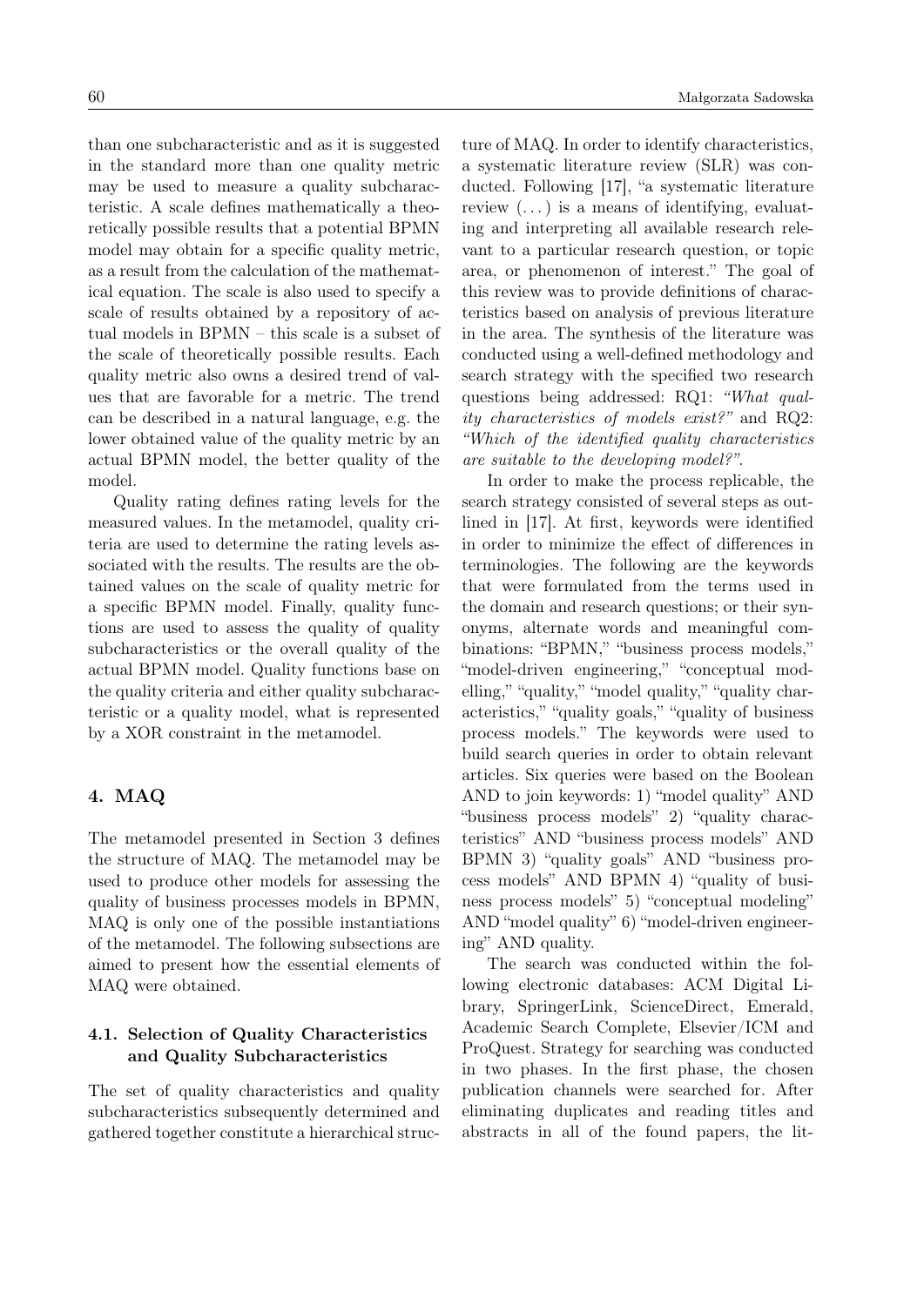than one subcharacteristic and as it is suggested in the standard more than one quality metric may be used to measure a quality subcharacteristic. A scale defines mathematically a theoretically possible results that a potential BPMN model may obtain for a specific quality metric, as a result from the calculation of the mathematical equation. The scale is also used to specify a scale of results obtained by a repository of actual models in BPMN – this scale is a subset of the scale of theoretically possible results. Each quality metric also owns a desired trend of values that are favorable for a metric. The trend can be described in a natural language, e.g. the lower obtained value of the quality metric by an actual BPMN model, the better quality of the model.

Quality rating defines rating levels for the measured values. In the metamodel, quality criteria are used to determine the rating levels associated with the results. The results are the obtained values on the scale of quality metric for a specific BPMN model. Finally, quality functions are used to assess the quality of quality subcharacteristics or the overall quality of the actual BPMN model. Quality functions base on the quality criteria and either quality subcharacteristic or a quality model, what is represented by a XOR constraint in the metamodel.

## 4. MAQ

The metamodel presented in Section 3 defines the structure of MAQ. The metamodel may be used to produce other models for assessing the quality of business processes models in BPMN, MAQ is only one of the possible instantiations of the metamodel. The following subsections are aimed to present how the essential elements of MAQ were obtained.

### 4.1. Selection of Quality Characteristics and Quality Subcharacteristics

The set of quality characteristics and quality subcharacteristics subsequently determined and gathered together constitute a hierarchical structure of MAQ. In order to identify characteristics, a systematic literature review (SLR) was conducted. Following [17], "a systematic literature review (...) is a means of identifying, evaluating and interpreting all available research relevant to a particular research question, or topic area, or phenomenon of interest." The goal of this review was to provide definitions of characteristics based on analysis of previous literature in the area. The synthesis of the literature was conducted using a well-defined methodology and search strategy with the specified two research questions being addressed: RQ1: *"What quality characteristics of models exist?"* and RQ2: *"Which of the identified quality characteristics are suitable to the developing model?"*.

In order to make the process replicable, the search strategy consisted of several steps as outlined in [17]. At first, keywords were identified in order to minimize the effect of differences in terminologies. The following are the keywords that were formulated from the terms used in the domain and research questions; or their synonyms, alternate words and meaningful combinations: "BPMN," "business process models," "model-driven engineering," "conceptual modelling," "quality," "model quality," "quality characteristics," "quality goals," "quality of business process models." The keywords were used to build search queries in order to obtain relevant articles. Six queries were based on the Boolean AND to join keywords: 1) "model quality" AND "business process models" 2) "quality characteristics" AND "business process models" AND BPMN 3) "quality goals" AND "business process models" AND BPMN 4) "quality of business process models" 5) "conceptual modeling" AND "model quality" 6) "model-driven engineering" AND quality.

The search was conducted within the following electronic databases: ACM Digital Library, SpringerLink, ScienceDirect, Emerald, Academic Search Complete, Elsevier/ICM and ProQuest. Strategy for searching was conducted in two phases. In the first phase, the chosen publication channels were searched for. After eliminating duplicates and reading titles and abstracts in all of the found papers, the lit-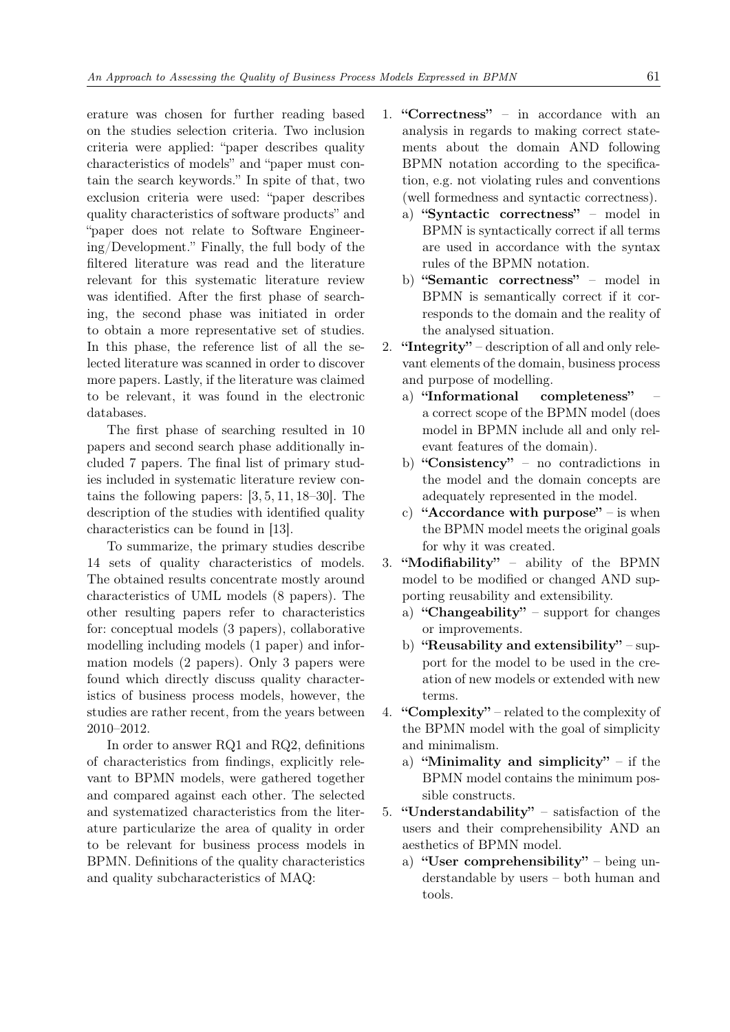erature was chosen for further reading based on the studies selection criteria. Two inclusion criteria were applied: "paper describes quality characteristics of models" and "paper must contain the search keywords." In spite of that, two exclusion criteria were used: "paper describes quality characteristics of software products" and "paper does not relate to Software Engineering/Development." Finally, the full body of the filtered literature was read and the literature relevant for this systematic literature review was identified. After the first phase of searching, the second phase was initiated in order to obtain a more representative set of studies. In this phase, the reference list of all the selected literature was scanned in order to discover more papers. Lastly, if the literature was claimed to be relevant, it was found in the electronic databases.

The first phase of searching resulted in 10 papers and second search phase additionally included 7 papers. The final list of primary studies included in systematic literature review contains the following papers: [3, 5, 11, 18–30]. The description of the studies with identified quality characteristics can be found in [13].

To summarize, the primary studies describe 14 sets of quality characteristics of models. The obtained results concentrate mostly around characteristics of UML models (8 papers). The other resulting papers refer to characteristics for: conceptual models (3 papers), collaborative modelling including models (1 paper) and information models (2 papers). Only 3 papers were found which directly discuss quality characteristics of business process models, however, the studies are rather recent, from the years between 2010–2012.

In order to answer RQ1 and RQ2, definitions of characteristics from findings, explicitly relevant to BPMN models, were gathered together and compared against each other. The selected and systematized characteristics from the literature particularize the area of quality in order to be relevant for business process models in BPMN. Definitions of the quality characteristics and quality subcharacteristics of MAQ:

1. **"Correctness"** – in accordance with an analysis in regards to making correct statements about the domain AND following BPMN notation according to the specification, e.g. not violating rules and conventions (well formedness and syntactic correctness).
   a) **"Syntactic correctness"** – model in BPMN is syntactically correct if all terms are used in accordance with the syntax rules of the BPMN notation.
   b) **"Semantic correctness"** – model in BPMN is semantically correct if it corresponds to the domain and the reality of the analysed situation.
2. **"Integrity"** – description of all and only relevant elements of the domain, business process and purpose of modelling.
   a) **"Informational completeness"** – a correct scope of the BPMN model (does model in BPMN include all and only relevant features of the domain).
   b) **"Consistency"** – no contradictions in the model and the domain concepts are adequately represented in the model.
   c) **"Accordance with purpose"** – is when the BPMN model meets the original goals for why it was created.
3. **"Modifiability"** – ability of the BPMN model to be modified or changed AND supporting reusability and extensibility.
   a) **"Changeability"** – support for changes or improvements.
   b) **"Reusability and extensibility"** – support for the model to be used in the creation of new models or extended with new terms.
4. **"Complexity"** – related to the complexity of the BPMN model with the goal of simplicity and minimalism.
   a) **"Minimality and simplicity"** – if the BPMN model contains the minimum possible constructs.
5. **"Understandability"** – satisfaction of the users and their comprehensibility AND an aesthetics of BPMN model.
   a) **"User comprehensibility"** – being understandable by users – both human and tools.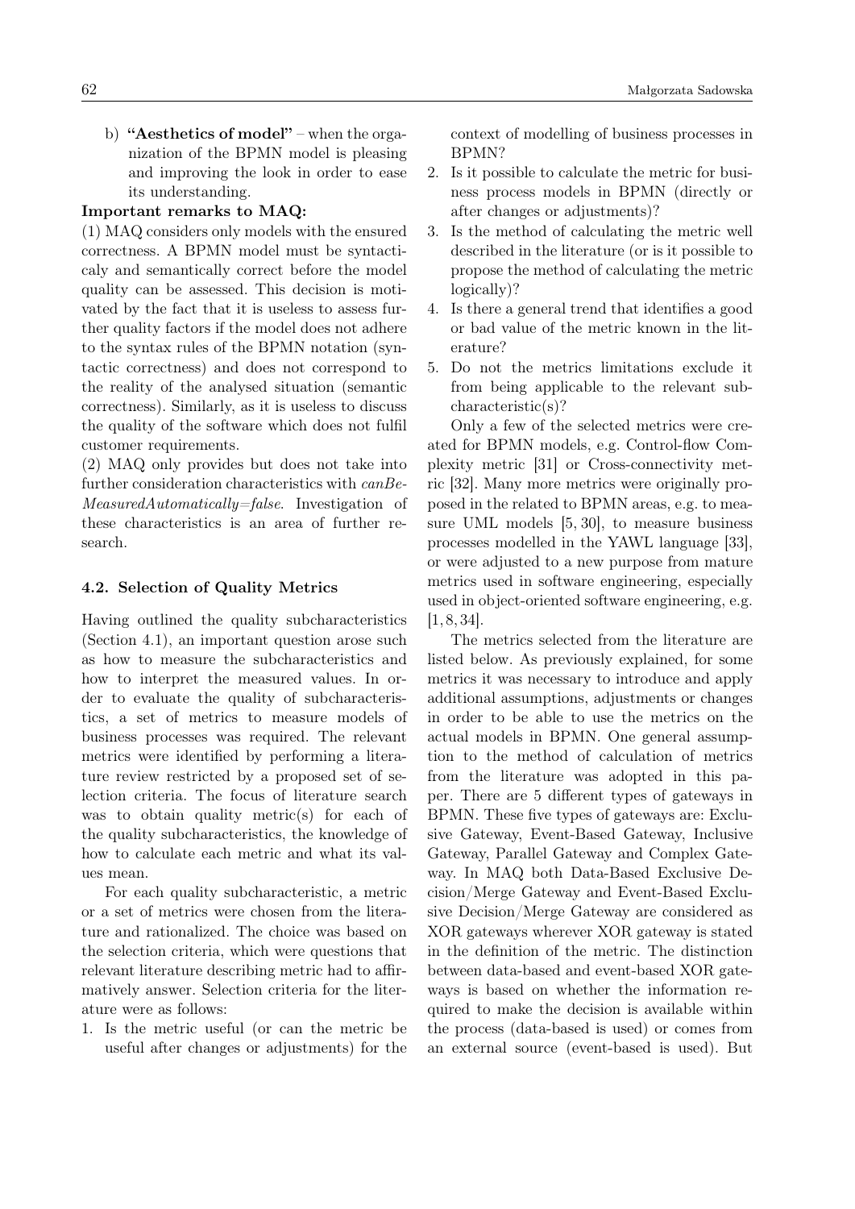b) **"Aesthetics of model"** – when the organization of the BPMN model is pleasing and improving the look in order to ease its understanding.

**Important remarks to MAQ:**

(1) MAQ considers only models with the ensured correctness. A BPMN model must be syntacticaly and semantically correct before the model quality can be assessed. This decision is motivated by the fact that it is useless to assess further quality factors if the model does not adhere to the syntax rules of the BPMN notation (syntactic correctness) and does not correspond to the reality of the analysed situation (semantic correctness). Similarly, as it is useless to discuss the quality of the software which does not fulfil customer requirements.

(2) MAQ only provides but does not take into further consideration characteristics with *canBeMeasuredAutomatically=false*. Investigation of these characteristics is an area of further research.

### 4.2. Selection of Quality Metrics

Having outlined the quality subcharacteristics (Section 4.1), an important question arose such as how to measure the subcharacteristics and how to interpret the measured values. In order to evaluate the quality of subcharacteristics, a set of metrics to measure models of business processes was required. The relevant metrics were identified by performing a literature review restricted by a proposed set of selection criteria. The focus of literature search was to obtain quality metric(s) for each of the quality subcharacteristics, the knowledge of how to calculate each metric and what its values mean.

For each quality subcharacteristic, a metric or a set of metrics were chosen from the literature and rationalized. The choice was based on the selection criteria, which were questions that relevant literature describing metric had to affirmatively answer. Selection criteria for the literature were as follows:

1. Is the metric useful (or can the metric be useful after changes or adjustments) for the context of modelling of business processes in BPMN?
2. Is it possible to calculate the metric for business process models in BPMN (directly or after changes or adjustments)?
3. Is the method of calculating the metric well described in the literature (or is it possible to propose the method of calculating the metric logically)?
4. Is there a general trend that identifies a good or bad value of the metric known in the literature?
5. Do not the metrics limitations exclude it from being applicable to the relevant subcharacteristic(s)?

Only a few of the selected metrics were created for BPMN models, e.g. Control-flow Complexity metric [31] or Cross-connectivity metric [32]. Many more metrics were originally proposed in the related to BPMN areas, e.g. to measure UML models [5, 30], to measure business processes modelled in the YAWL language [33], or were adjusted to a new purpose from mature metrics used in software engineering, especially used in object-oriented software engineering, e.g. [1, 8, 34].

The metrics selected from the literature are listed below. As previously explained, for some metrics it was necessary to introduce and apply additional assumptions, adjustments or changes in order to be able to use the metrics on the actual models in BPMN. One general assumption to the method of calculation of metrics from the literature was adopted in this paper. There are 5 different types of gateways in BPMN. These five types of gateways are: Exclusive Gateway, Event-Based Gateway, Inclusive Gateway, Parallel Gateway and Complex Gateway. In MAQ both Data-Based Exclusive Decision/Merge Gateway and Event-Based Exclusive Decision/Merge Gateway are considered as XOR gateways wherever XOR gateway is stated in the definition of the metric. The distinction between data-based and event-based XOR gateways is based on whether the information required to make the decision is available within the process (data-based is used) or comes from an external source (event-based is used). But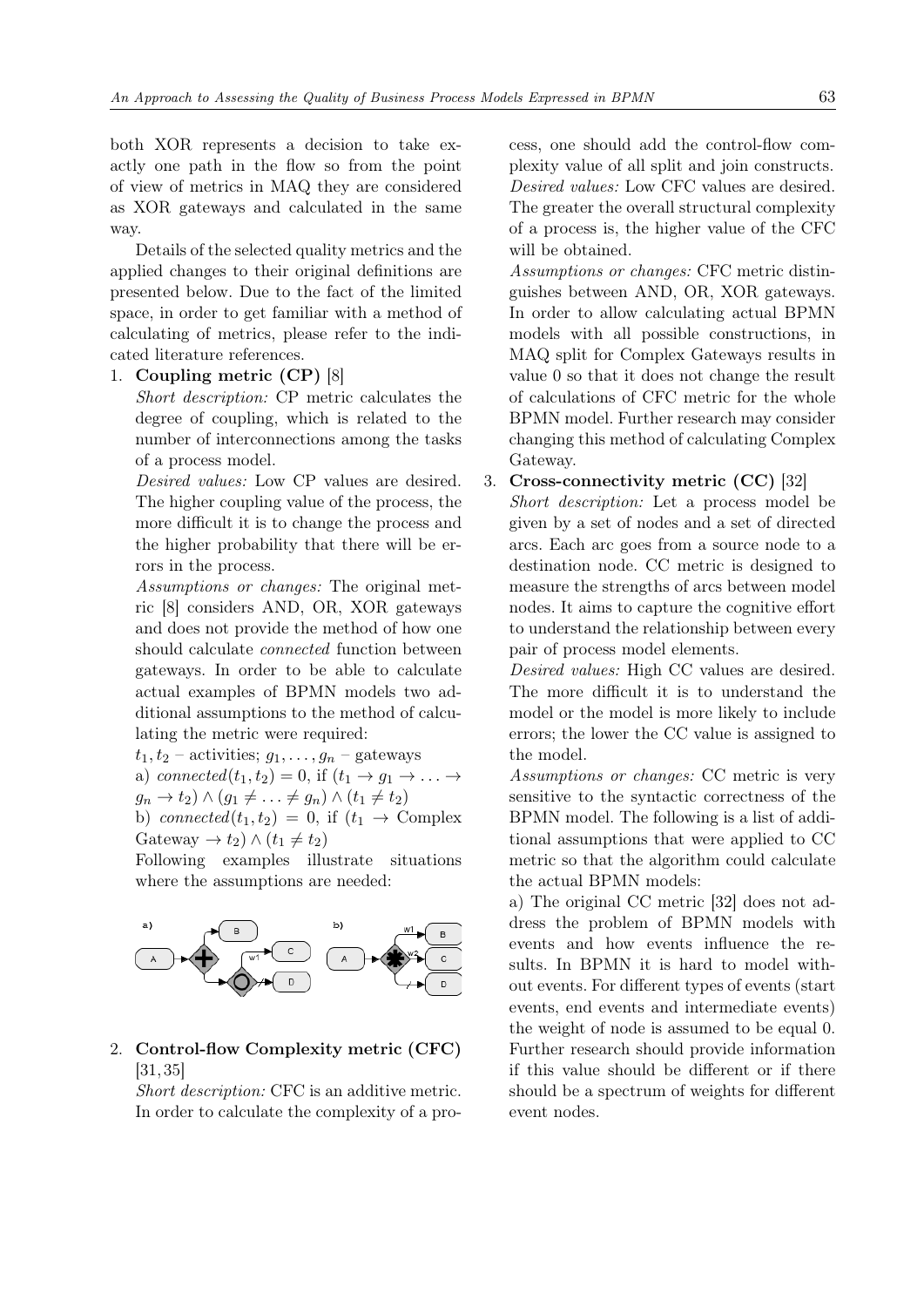both XOR represents a decision to take exactly one path in the flow so from the point of view of metrics in MAQ they are considered as XOR gateways and calculated in the same way.

Details of the selected quality metrics and the applied changes to their original definitions are presented below. Due to the fact of the limited space, in order to get familiar with a method of calculating of metrics, please refer to the indicated literature references.

1. **Coupling metric (CP)** [8]

   *Short description:* CP metric calculates the degree of coupling, which is related to the number of interconnections among the tasks of a process model.

   *Desired values:* Low CP values are desired. The higher coupling value of the process, the more difficult it is to change the process and the higher probability that there will be errors in the process.

   *Assumptions or changes:* The original metric [8] considers AND, OR, XOR gateways and does not provide the method of how one should calculate *connected* function between gateways. In order to be able to calculate actual examples of BPMN models two additional assumptions to the method of calculating the metric were required:

   $t_1, t_2$ – activities; $g_1, \ldots, g_n$ – gateways

   a) $connected(t_1, t_2) = 0$, if $(t_1 \rightarrow g_1 \rightarrow \ldots \rightarrow g_n \rightarrow t_2) \wedge (g_1 \neq \ldots \neq g_n) \wedge (t_1 \neq t_2)$

   b) $connected(t_1, t_2) = 0$, if $(t_1 \rightarrow$ Complex Gateway $\rightarrow t_2) \wedge (t_1 \neq t_2)$

   Following examples illustrate situations where the assumptions are needed:

2. **Control-flow Complexity metric (CFC)** [31, 35]

   *Short description:* CFC is an additive metric. In order to calculate the complexity of a process, one should add the control-flow complexity value of all split and join constructs.

   *Desired values:* Low CFC values are desired. The greater the overall structural complexity of a process is, the higher value of the CFC will be obtained.

   *Assumptions or changes:* CFC metric distinguishes between AND, OR, XOR gateways. In order to allow calculating actual BPMN models with all possible constructions, in MAQ split for Complex Gateways results in value 0 so that it does not change the result of calculations of CFC metric for the whole BPMN model. Further research may consider changing this method of calculating Complex Gateway.

3. **Cross-connectivity metric (CC)** [32]

   *Short description:* Let a process model be given by a set of nodes and a set of directed arcs. Each arc goes from a source node to a destination node. CC metric is designed to measure the strengths of arcs between model nodes. It aims to capture the cognitive effort to understand the relationship between every pair of process model elements.

   *Desired values:* High CC values are desired. The more difficult it is to understand the model or the model is more likely to include errors; the lower the CC value is assigned to the model.

   *Assumptions or changes:* CC metric is very sensitive to the syntactic correctness of the BPMN model. The following is a list of additional assumptions that were applied to CC metric so that the algorithm could calculate the actual BPMN models:

   a) The original CC metric [32] does not address the problem of BPMN models with events and how events influence the results. In BPMN it is hard to model without events. For different types of events (start events, end events and intermediate events) the weight of node is assumed to be equal 0. Further research should provide information if this value should be different or if there should be a spectrum of weights for different event nodes.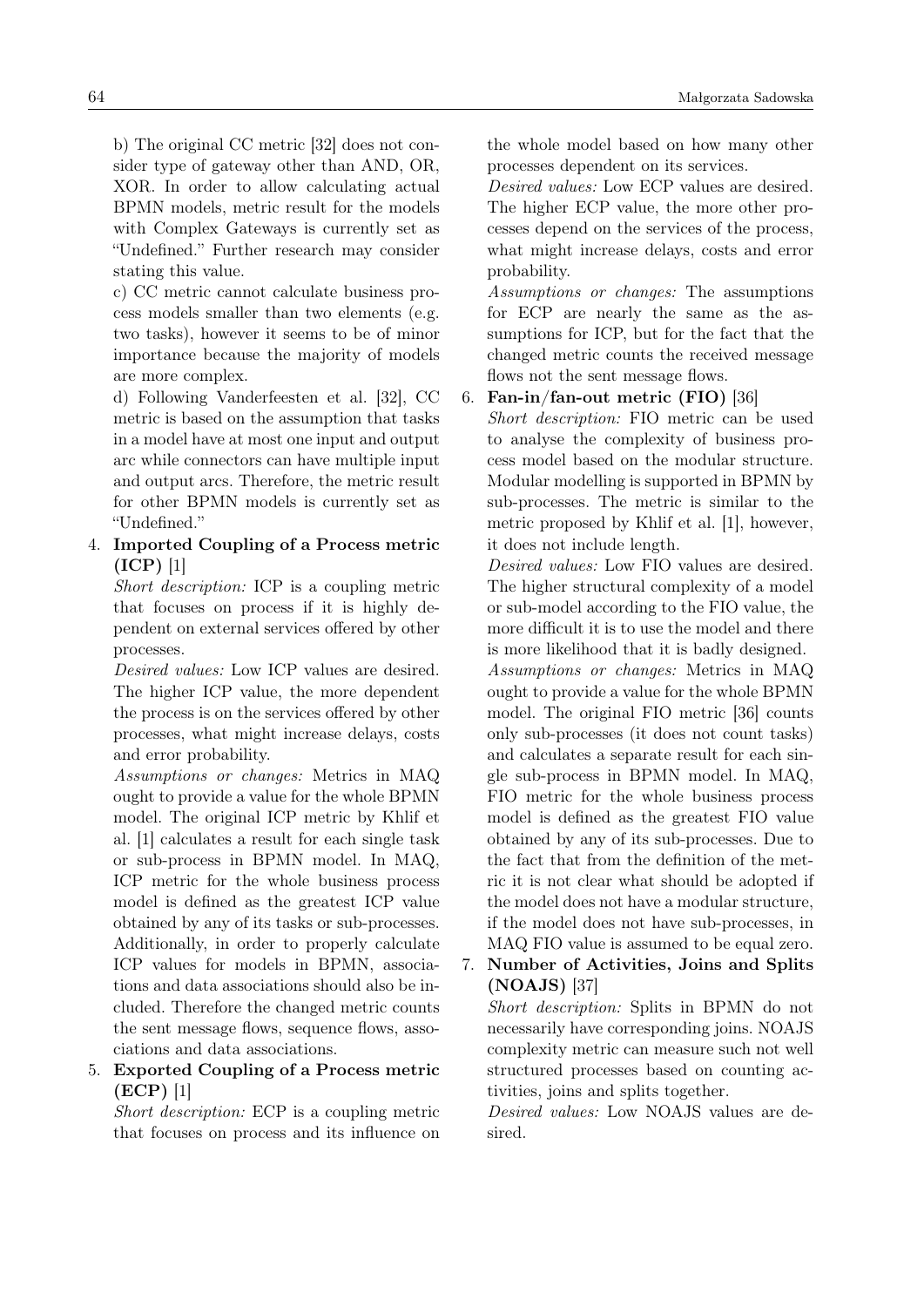b) The original CC metric [32] does not consider type of gateway other than AND, OR, XOR. In order to allow calculating actual BPMN models, metric result for the models with Complex Gateways is currently set as "Undefined." Further research may consider stating this value.

c) CC metric cannot calculate business process models smaller than two elements (e.g. two tasks), however it seems to be of minor importance because the majority of models are more complex.

d) Following Vanderfeesten et al. [32], CC metric is based on the assumption that tasks in a model have at most one input and output arc while connectors can have multiple input and output arcs. Therefore, the metric result for other BPMN models is currently set as "Undefined."

4. **Imported Coupling of a Process metric (ICP)** [1]

   *Short description:* ICP is a coupling metric that focuses on process if it is highly dependent on external services offered by other processes.

   *Desired values:* Low ICP values are desired. The higher ICP value, the more dependent the process is on the services offered by other processes, what might increase delays, costs and error probability.

   *Assumptions or changes:* Metrics in MAQ ought to provide a value for the whole BPMN model. The original ICP metric by Khlif et al. [1] calculates a result for each single task or sub-process in BPMN model. In MAQ, ICP metric for the whole business process model is defined as the greatest ICP value obtained by any of its tasks or sub-processes. Additionally, in order to properly calculate ICP values for models in BPMN, associations and data associations should also be included. Therefore the changed metric counts the sent message flows, sequence flows, associations and data associations.

5. **Exported Coupling of a Process metric (ECP)** [1]

   *Short description:* ECP is a coupling metric that focuses on process and its influence on the whole model based on how many other processes dependent on its services.

   *Desired values:* Low ECP values are desired. The higher ECP value, the more other processes depend on the services of the process, what might increase delays, costs and error probability.

   *Assumptions or changes:* The assumptions for ECP are nearly the same as the assumptions for ICP, but for the fact that the changed metric counts the received message flows not the sent message flows.

6. **Fan-in/fan-out metric (FIO)** [36]

   *Short description:* FIO metric can be used to analyse the complexity of business process model based on the modular structure. Modular modelling is supported in BPMN by sub-processes. The metric is similar to the metric proposed by Khlif et al. [1], however, it does not include length.

   *Desired values:* Low FIO values are desired. The higher structural complexity of a model or sub-model according to the FIO value, the more difficult it is to use the model and there is more likelihood that it is badly designed.

   *Assumptions or changes:* Metrics in MAQ ought to provide a value for the whole BPMN model. The original FIO metric [36] counts only sub-processes (it does not count tasks) and calculates a separate result for each single sub-process in BPMN model. In MAQ, FIO metric for the whole business process model is defined as the greatest FIO value obtained by any of its sub-processes. Due to the fact that from the definition of the metric it is not clear what should be adopted if the model does not have a modular structure, if the model does not have sub-processes, in MAQ FIO value is assumed to be equal zero.

7. **Number of Activities, Joins and Splits (NOAJS)** [37]

   *Short description:* Splits in BPMN do not necessarily have corresponding joins. NOAJS complexity metric can measure such not well structured processes based on counting activities, joins and splits together.

   *Desired values:* Low NOAJS values are desired.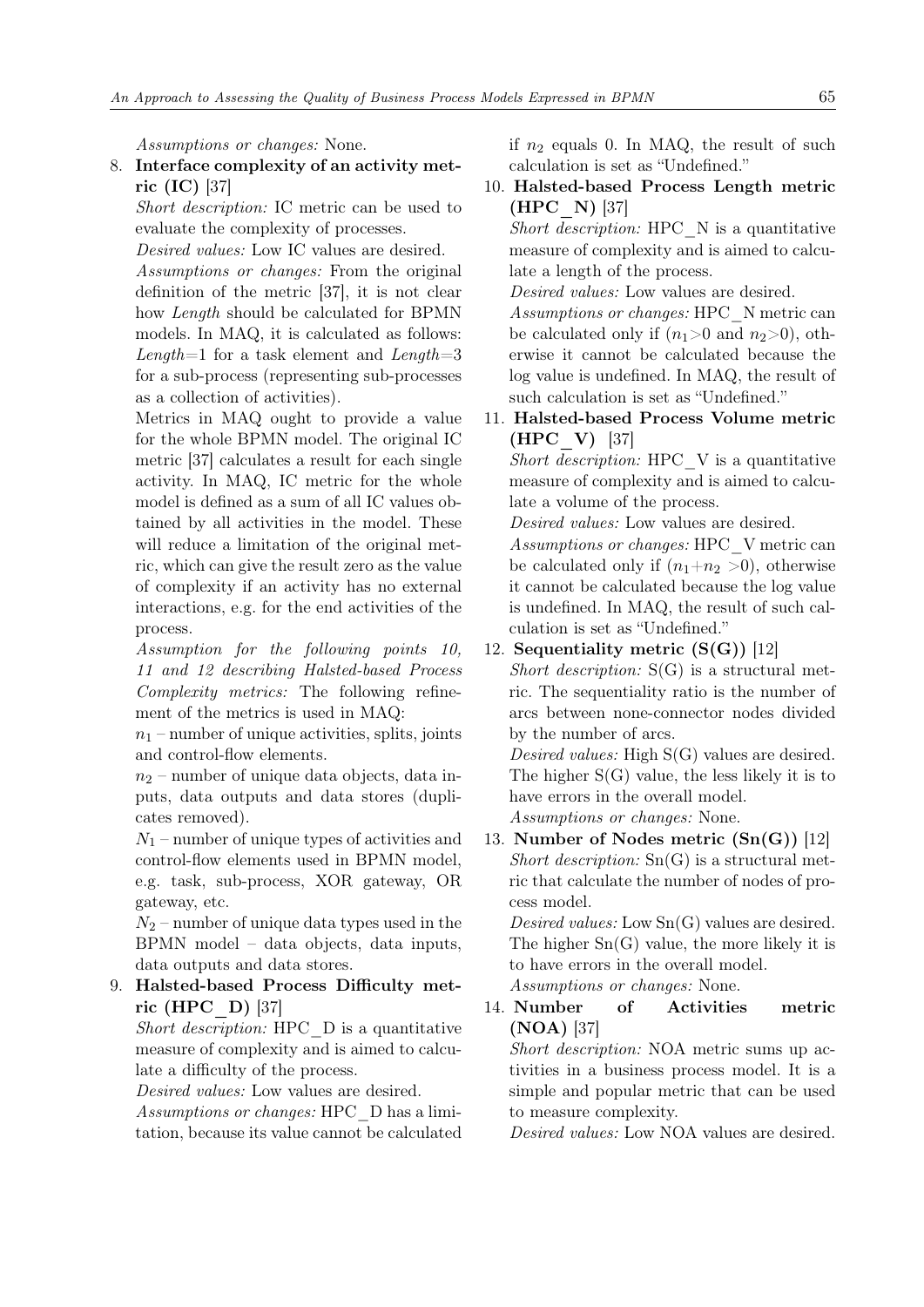*Assumptions or changes:* None.

8. **Interface complexity of an activity metric (IC)** [37]

   *Short description:* IC metric can be used to evaluate the complexity of processes.

   *Desired values:* Low IC values are desired.

   *Assumptions or changes:* From the original definition of the metric [37], it is not clear how *Length* should be calculated for BPMN models. In MAQ, it is calculated as follows: *Length*=1 for a task element and *Length*=3 for a sub-process (representing sub-processes as a collection of activities).

   Metrics in MAQ ought to provide a value for the whole BPMN model. The original IC metric [37] calculates a result for each single activity. In MAQ, IC metric for the whole model is defined as a sum of all IC values obtained by all activities in the model. These will reduce a limitation of the original metric, which can give the result zero as the value of complexity if an activity has no external interactions, e.g. for the end activities of the process.

   *Assumption for the following points 10, 11 and 12 describing Halsted-based Process Complexity metrics:* The following refinement of the metrics is used in MAQ:

   $n_1$ – number of unique activities, splits, joints and control-flow elements.

   $n_2$ – number of unique data objects, data inputs, data outputs and data stores (duplicates removed).

   $N_1$ – number of unique types of activities and control-flow elements used in BPMN model, e.g. task, sub-process, XOR gateway, OR gateway, etc.

   $N_2$ – number of unique data types used in the BPMN model – data objects, data inputs, data outputs and data stores.

9. **Halsted-based Process Difficulty metric (HPC_D)** [37]

   *Short description:* HPC_D is a quantitative measure of complexity and is aimed to calculate a difficulty of the process.

   *Desired values:* Low values are desired.

   *Assumptions or changes:* HPC_D has a limitation, because its value cannot be calculated if $n_2$ equals 0. In MAQ, the result of such calculation is set as "Undefined."

10. **Halsted-based Process Length metric (HPC_N)** [37]

    *Short description:* HPC_N is a quantitative measure of complexity and is aimed to calculate a length of the process.

    *Desired values:* Low values are desired.

    *Assumptions or changes:* HPC_N metric can be calculated only if ($n_1$>0 and $n_2$>0), otherwise it cannot be calculated because the log value is undefined. In MAQ, the result of such calculation is set as "Undefined."

11. **Halsted-based Process Volume metric (HPC_V)** [37]

    *Short description:* HPC_V is a quantitative measure of complexity and is aimed to calculate a volume of the process.

    *Desired values:* Low values are desired.

    *Assumptions or changes:* HPC_V metric can be calculated only if ($n_1$+$n_2$ >0), otherwise it cannot be calculated because the log value is undefined. In MAQ, the result of such calculation is set as "Undefined."

12. **Sequentiality metric (S(G))** [12]

    *Short description:* S(G) is a structural metric. The sequentiality ratio is the number of arcs between none-connector nodes divided by the number of arcs.

    *Desired values:* High S(G) values are desired. The higher S(G) value, the less likely it is to have errors in the overall model.

    *Assumptions or changes:* None.

13. **Number of Nodes metric (Sn(G))** [12]

    *Short description:* Sn(G) is a structural metric that calculate the number of nodes of process model.

    *Desired values:* Low Sn(G) values are desired. The higher Sn(G) value, the more likely it is to have errors in the overall model.

    *Assumptions or changes:* None.

14. **Number of Activities metric (NOA)** [37]

    *Short description:* NOA metric sums up activities in a business process model. It is a simple and popular metric that can be used to measure complexity.

    *Desired values:* Low NOA values are desired.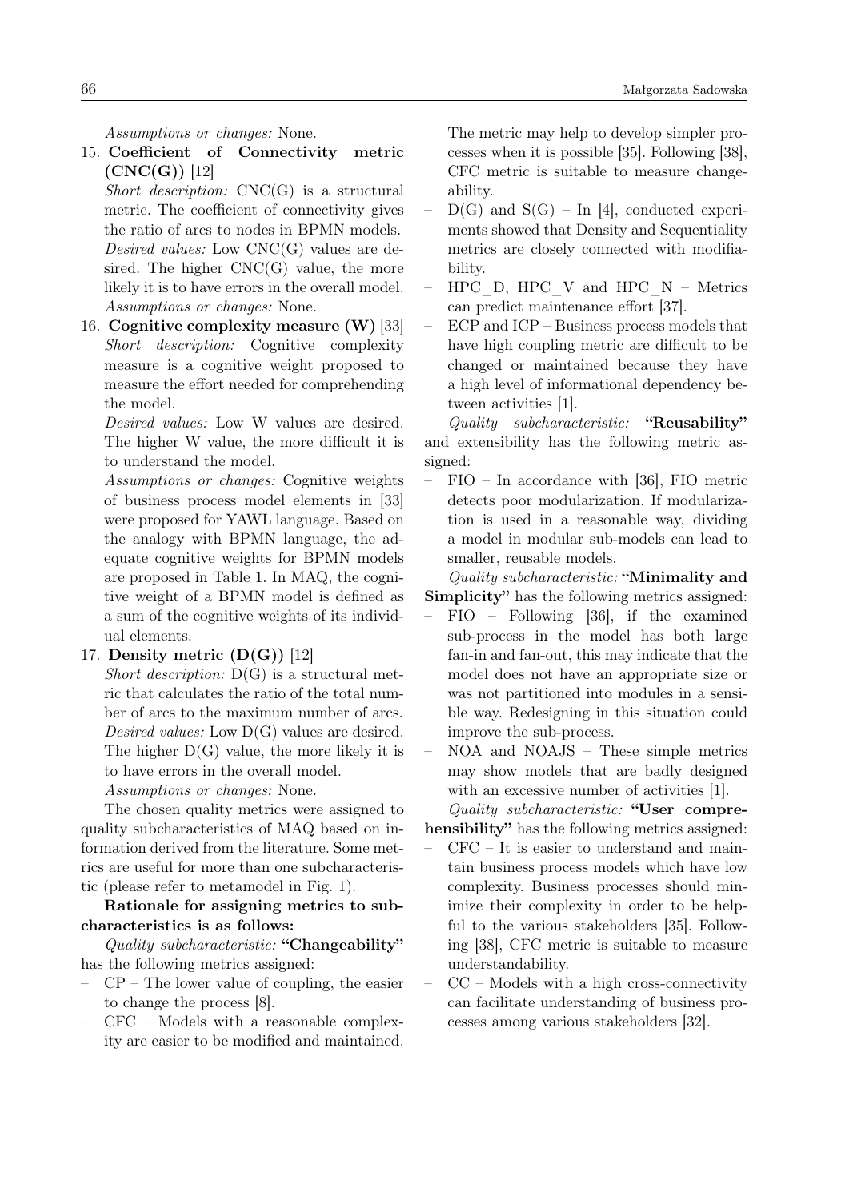*Assumptions or changes:* None.

15. **Coefficient of Connectivity metric (CNC(G))** [12]
    *Short description:* CNC(G) is a structural metric. The coefficient of connectivity gives the ratio of arcs to nodes in BPMN models.
    *Desired values:* Low CNC(G) values are desired. The higher CNC(G) value, the more likely it is to have errors in the overall model.
    *Assumptions or changes:* None.

16. **Cognitive complexity measure (W)** [33]
    *Short description:* Cognitive complexity measure is a cognitive weight proposed to measure the effort needed for comprehending the model.
    *Desired values:* Low W values are desired. The higher W value, the more difficult it is to understand the model.
    *Assumptions or changes:* Cognitive weights of business process model elements in [33] were proposed for YAWL language. Based on the analogy with BPMN language, the adequate cognitive weights for BPMN models are proposed in Table 1. In MAQ, the cognitive weight of a BPMN model is defined as a sum of the cognitive weights of its individual elements.

17. **Density metric (D(G))** [12]
    *Short description:* D(G) is a structural metric that calculates the ratio of the total number of arcs to the maximum number of arcs.
    *Desired values:* Low D(G) values are desired. The higher D(G) value, the more likely it is to have errors in the overall model.
    *Assumptions or changes:* None.

The chosen quality metrics were assigned to quality subcharacteristics of MAQ based on information derived from the literature. Some metrics are useful for more than one subcharacteristic (please refer to metamodel in Fig. 1).

**Rationale for assigning metrics to subcharacteristics is as follows:**

*Quality subcharacteristic:* **"Changeability"** has the following metrics assigned:

- CP – The lower value of coupling, the easier to change the process [8].
- CFC – Models with a reasonable complexity are easier to be modified and maintained. The metric may help to develop simpler processes when it is possible [35]. Following [38], CFC metric is suitable to measure changeability.
- D(G) and S(G) – In [4], conducted experiments showed that Density and Sequentiality metrics are closely connected with modifiability.
- HPC_D, HPC_V and HPC_N – Metrics can predict maintenance effort [37].
- ECP and ICP – Business process models that have high coupling metric are difficult to be changed or maintained because they have a high level of informational dependency between activities [1].

*Quality subcharacteristic:* **"Reusability"** and extensibility has the following metric assigned:

- FIO – In accordance with [36], FIO metric detects poor modularization. If modularization is used in a reasonable way, dividing a model in modular sub-models can lead to smaller, reusable models.

*Quality subcharacteristic:* **"Minimality and Simplicity"** has the following metrics assigned:

- FIO – Following [36], if the examined sub-process in the model has both large fan-in and fan-out, this may indicate that the model does not have an appropriate size or was not partitioned into modules in a sensible way. Redesigning in this situation could improve the sub-process.
- NOA and NOAJS – These simple metrics may show models that are badly designed with an excessive number of activities [1].

*Quality subcharacteristic:* **"User comprehensibility"** has the following metrics assigned:

- CFC – It is easier to understand and maintain business process models which have low complexity. Business processes should minimize their complexity in order to be helpful to the various stakeholders [35]. Following [38], CFC metric is suitable to measure understandability.
- CC – Models with a high cross-connectivity can facilitate understanding of business processes among various stakeholders [32].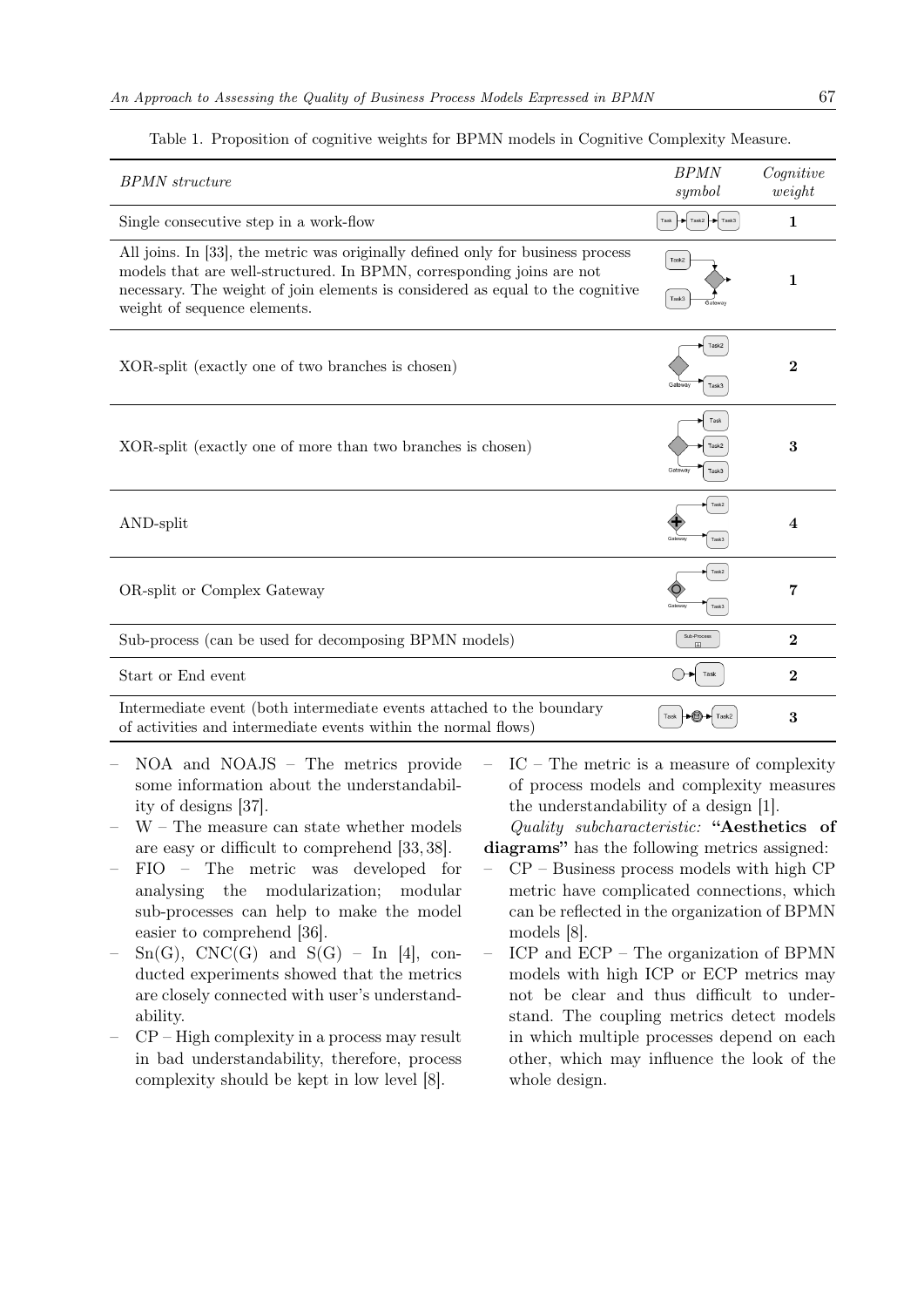Table 1. Proposition of cognitive weights for BPMN models in Cognitive Complexity Measure.

| *BPMN structure* | *BPMN symbol* | *Cognitive weight* |
|---|---|---|
| Single consecutive step in a work-flow | Task → Task2 → Task3 | **1** |
| All joins. In [33], the metric was originally defined only for business process models that are well-structured. In BPMN, corresponding joins are not necessary. The weight of join elements is considered as equal to the cognitive weight of sequence elements. | Task2, Task3 → Gateway | **1** |
| XOR-split (exactly one of two branches is chosen) | Gateway → Task2, Task3 | **2** |
| XOR-split (exactly one of more than two branches is chosen) | Gateway → Task, Task2, Task3 | **3** |
| AND-split | Gateway → Task2, Task3 | **4** |
| OR-split or Complex Gateway | Gateway → Task2, Task3 | **7** |
| Sub-process (can be used for decomposing BPMN models) | Sub-Process | **2** |
| Start or End event | ○ → Task | **2** |
| Intermediate event (both intermediate events attached to the boundary of activities and intermediate events within the normal flows) | Task → ◎ → Task2 | **3** |

- NOA and NOAJS – The metrics provide some information about the understandability of designs [37].
- W – The measure can state whether models are easy or difficult to comprehend [33, 38].
- FIO – The metric was developed for analysing the modularization; modular sub-processes can help to make the model easier to comprehend [36].
- Sn(G), CNC(G) and S(G) – In [4], conducted experiments showed that the metrics are closely connected with user's understandability.
- CP – High complexity in a process may result in bad understandability, therefore, process complexity should be kept in low level [8].
- IC – The metric is a measure of complexity of process models and complexity measures the understandability of a design [1].

*Quality subcharacteristic:* **"Aesthetics of diagrams"** has the following metrics assigned:

- CP – Business process models with high CP metric have complicated connections, which can be reflected in the organization of BPMN models [8].
- ICP and ECP – The organization of BPMN models with high ICP or ECP metrics may not be clear and thus difficult to understand. The coupling metrics detect models in which multiple processes depend on each other, which may influence the look of the whole design.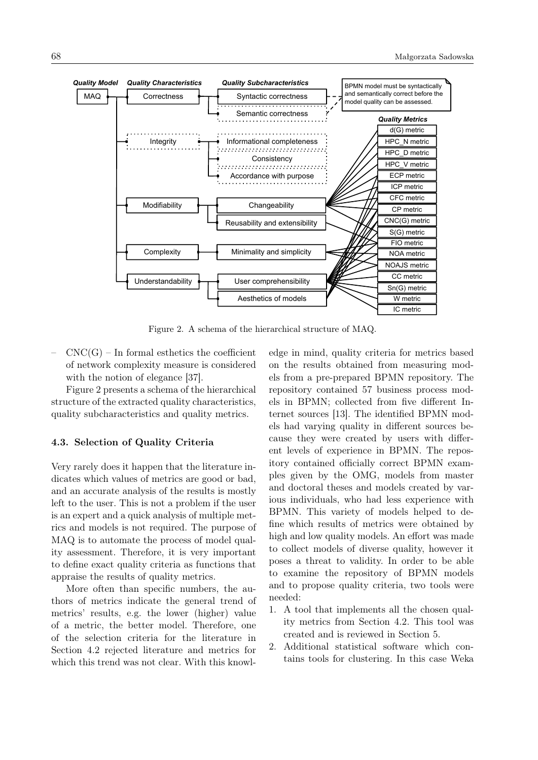Quality Model | Quality Characteristics | Quality Subcharacteristics

MAQ — Correctness — Syntactic correctness; Semantic correctness

BPMN model must be syntactically and semantically correct before the model quality can be assessed.

Integrity — Informational completeness; Consistency; Accordance with purpose

Modifiability — Changeability; Reusability and extensibility

Complexity — Minimality and simplicity

Understandability — User comprehensibility; Aesthetics of models

Quality Metrics: d(G) metric, HPC_N metric, HPC_D metric, HPC_V metric, ECP metric, ICP metric, CFC metric, CP metric, CNC(G) metric, S(G) metric, FIO metric, NOA metric, NOAJS metric, CC metric, Sn(G) metric, W metric, IC metric

Figure 2. A schema of the hierarchical structure of MAQ.

– CNC(G) – In formal esthetics the coefficient of network complexity measure is considered with the notion of elegance [37].

Figure 2 presents a schema of the hierarchical structure of the extracted quality characteristics, quality subcharacteristics and quality metrics.

### 4.3. Selection of Quality Criteria

Very rarely does it happen that the literature indicates which values of metrics are good or bad, and an accurate analysis of the results is mostly left to the user. This is not a problem if the user is an expert and a quick analysis of multiple metrics and models is not required. The purpose of MAQ is to automate the process of model quality assessment. Therefore, it is very important to define exact quality criteria as functions that appraise the results of quality metrics.

More often than specific numbers, the authors of metrics indicate the general trend of metrics' results, e.g. the lower (higher) value of a metric, the better model. Therefore, one of the selection criteria for the literature in Section 4.2 rejected literature and metrics for which this trend was not clear. With this knowledge in mind, quality criteria for metrics based on the results obtained from measuring models from a pre-prepared BPMN repository. The repository contained 57 business process models in BPMN; collected from five different Internet sources [13]. The identified BPMN models had varying quality in different sources because they were created by users with different levels of experience in BPMN. The repository contained officially correct BPMN examples given by the OMG, models from master and doctoral theses and models created by various individuals, who had less experience with BPMN. This variety of models helped to define which results of metrics were obtained by high and low quality models. An effort was made to collect models of diverse quality, however it poses a threat to validity. In order to be able to examine the repository of BPMN models and to propose quality criteria, two tools were needed:

1. A tool that implements all the chosen quality metrics from Section 4.2. This tool was created and is reviewed in Section 5.
2. Additional statistical software which contains tools for clustering. In this case Weka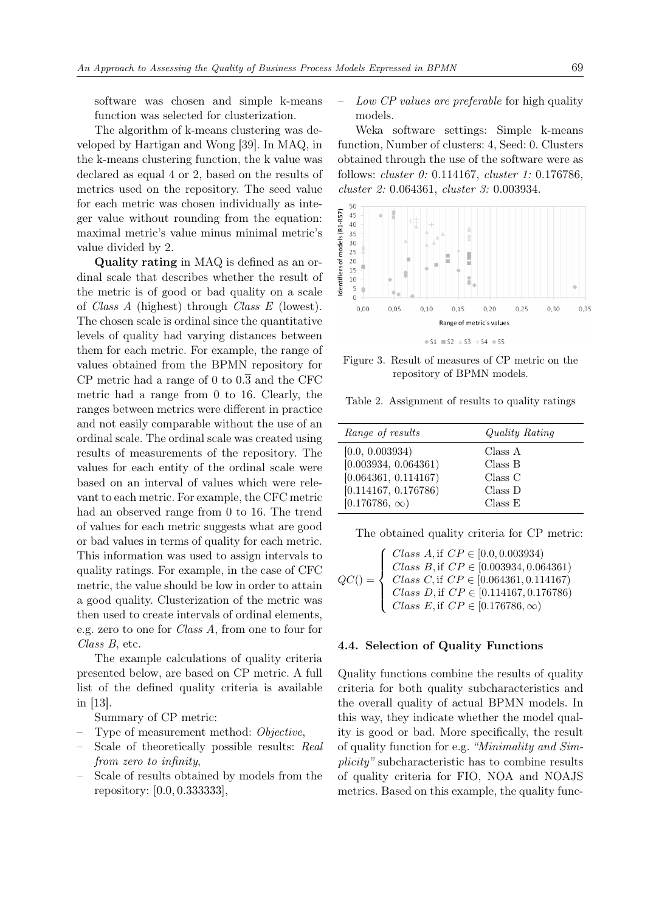software was chosen and simple k-means function was selected for clusterization.

The algorithm of k-means clustering was developed by Hartigan and Wong [39]. In MAQ, in the k-means clustering function, the k value was declared as equal 4 or 2, based on the results of metrics used on the repository. The seed value for each metric was chosen individually as integer value without rounding from the equation: maximal metric's value minus minimal metric's value divided by 2.

**Quality rating** in MAQ is defined as an ordinal scale that describes whether the result of the metric is of good or bad quality on a scale of *Class A* (highest) through *Class E* (lowest). The chosen scale is ordinal since the quantitative levels of quality had varying distances between them for each metric. For example, the range of values obtained from the BPMN repository for CP metric had a range of 0 to $0.\overline{3}$ and the CFC metric had a range from 0 to 16. Clearly, the ranges between metrics were different in practice and not easily comparable without the use of an ordinal scale. The ordinal scale was created using results of measurements of the repository. The values for each entity of the ordinal scale were based on an interval of values which were relevant to each metric. For example, the CFC metric had an observed range from 0 to 16. The trend of values for each metric suggests what are good or bad values in terms of quality for each metric. This information was used to assign intervals to quality ratings. For example, in the case of CFC metric, the value should be low in order to attain a good quality. Clusterization of the metric was then used to create intervals of ordinal elements, e.g. zero to one for *Class A*, from one to four for *Class B*, etc.

The example calculations of quality criteria presented below, are based on CP metric. A full list of the defined quality criteria is available in [13].

Summary of CP metric:

- Type of measurement method: *Objective*,
- Scale of theoretically possible results: *Real from zero to infinity*,
- Scale of results obtained by models from the repository: $[0.0, 0.333333]$,
- *Low CP values are preferable* for high quality models.

Weka software settings: Simple k-means function, Number of clusters: 4, Seed: 0. Clusters obtained through the use of the software were as follows: *cluster 0:* 0.114167, *cluster 1:* 0.176786, *cluster 2:* 0.064361, *cluster 3:* 0.003934.

Figure 3. Result of measures of CP metric on the repository of BPMN models.

Table 2. Assignment of results to quality ratings

| *Range of results* | *Quality Rating* |
|---|---|
| [0.0, 0.003934) | Class A |
| [0.003934, 0.064361) | Class B |
| [0.064361, 0.114167) | Class C |
| [0.114167, 0.176786) | Class D |
| [0.176786, $\infty$) | Class E |

The obtained quality criteria for CP metric:

$$QC() = \begin{cases} Class\ A, \text{if } CP \in [0.0, 0.003934) \\ Class\ B, \text{if } CP \in [0.003934, 0.064361) \\ Class\ C, \text{if } CP \in [0.064361, 0.114167) \\ Class\ D, \text{if } CP \in [0.114167, 0.176786) \\ Class\ E, \text{if } CP \in [0.176786, \infty) \end{cases}$$

### 4.4. Selection of Quality Functions

Quality functions combine the results of quality criteria for both quality subcharacteristics and the overall quality of actual BPMN models. In this way, they indicate whether the model quality is good or bad. More specifically, the result of quality function for e.g. *"Minimality and Simplicity"* subcharacteristic has to combine results of quality criteria for FIO, NOA and NOAJS metrics. Based on this example, the quality func-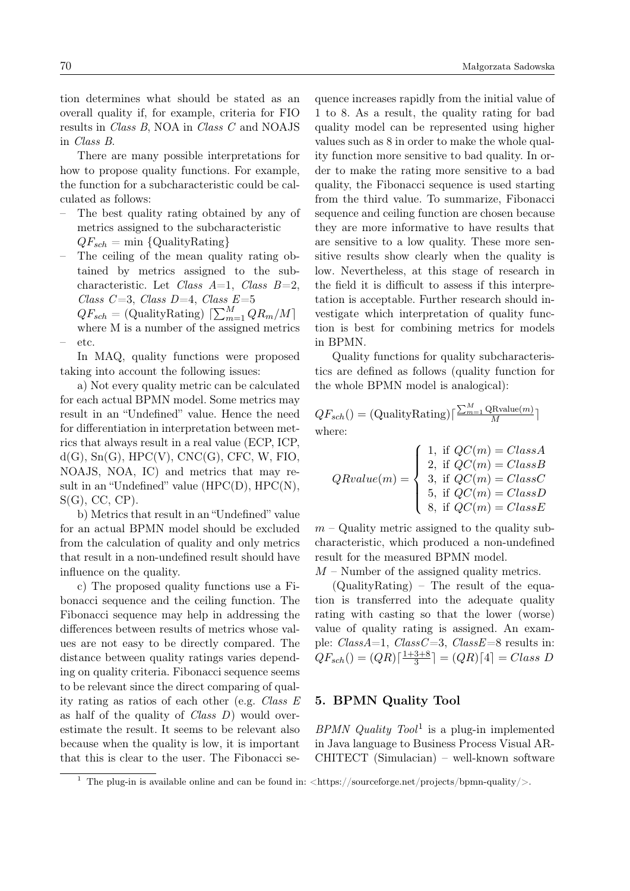tion determines what should be stated as an overall quality if, for example, criteria for FIO results in *Class B*, NOA in *Class C* and NOAJS in *Class B*.

There are many possible interpretations for how to propose quality functions. For example, the function for a subcharacteristic could be calculated as follows:

- The best quality rating obtained by any of metrics assigned to the subcharacteristic $QF_{sch} = \min \{\text{QualityRating}\}$
- The ceiling of the mean quality rating obtained by metrics assigned to the subcharacteristic. Let *Class A*=1, *Class B*=2, *Class C*=3, *Class D*=4, *Class E*=5 $QF_{sch} = (\text{QualityRating}) \lceil \sum_{m=1}^{M} QR_m / M \rceil$ where M is a number of the assigned metrics
- etc.

In MAQ, quality functions were proposed taking into account the following issues:

a) Not every quality metric can be calculated for each actual BPMN model. Some metrics may result in an "Undefined" value. Hence the need for differentiation in interpretation between metrics that always result in a real value (ECP, ICP, d(G), Sn(G), HPC(V), CNC(G), CFC, W, FIO, NOAJS, NOA, IC) and metrics that may result in an "Undefined" value (HPC(D), HPC(N), S(G), CC, CP).

b) Metrics that result in an "Undefined" value for an actual BPMN model should be excluded from the calculation of quality and only metrics that result in a non-undefined result should have influence on the quality.

c) The proposed quality functions use a Fibonacci sequence and the ceiling function. The Fibonacci sequence may help in addressing the differences between results of metrics whose values are not easy to be directly compared. The distance between quality ratings varies depending on quality criteria. Fibonacci sequence seems to be relevant since the direct comparing of quality rating as ratios of each other (e.g. *Class E* as half of the quality of *Class D*) would overestimate the result. It seems to be relevant also because when the quality is low, it is important that this is clear to the user. The Fibonacci sequence increases rapidly from the initial value of 1 to 8. As a result, the quality rating for bad quality model can be represented using higher values such as 8 in order to make the whole quality function more sensitive to bad quality. In order to make the rating more sensitive to a bad quality, the Fibonacci sequence is used starting from the third value. To summarize, Fibonacci sequence and ceiling function are chosen because they are more informative to have results that are sensitive to a low quality. These more sensitive results show clearly when the quality is low. Nevertheless, at this stage of research in the field it is difficult to assess if this interpretation is acceptable. Further research should investigate which interpretation of quality function is best for combining metrics for models in BPMN.

Quality functions for quality subcharacteristics are defined as follows (quality function for the whole BPMN model is analogical):

$$QF_{sch}() = (\text{QualityRating}) \left\lceil \frac{\sum_{m=1}^{M} \text{QRvalue}(m)}{M} \right\rceil$$

where:

$$QRvalue(m) = \begin{cases} 1, & \text{if } QC(m) = ClassA \\ 2, & \text{if } QC(m) = ClassB \\ 3, & \text{if } QC(m) = ClassC \\ 5, & \text{if } QC(m) = ClassD \\ 8, & \text{if } QC(m) = ClassE \end{cases}$$

$m$ – Quality metric assigned to the quality subcharacteristic, which produced a non-undefined result for the measured BPMN model.

$M$ – Number of the assigned quality metrics.

(QualityRating) – The result of the equation is transferred into the adequate quality rating with casting so that the lower (worse) value of quality rating is assigned. An example: *ClassA*=1, *ClassC*=3, *ClassE*=8 results in: $QF_{sch}() = (QR)\lceil \frac{1+3+8}{3} \rceil = (QR)\lceil 4 \rceil = Class\ D$

## 5. BPMN Quality Tool

*BPMN Quality Tool*[1] is a plug-in implemented in Java language to Business Process Visual ARCHITECT (Simulacian) – well-known software

[1] The plug-in is available online and can be found in: <https://sourceforge.net/projects/bpmn-quality/>.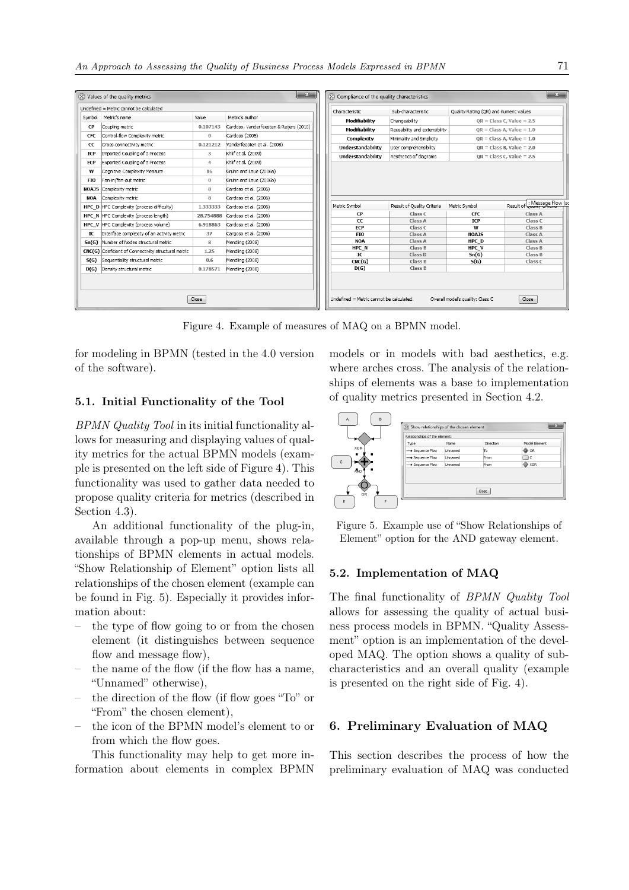Figure 4. Example of measures of MAQ on a BPMN model.

for modeling in BPMN (tested in the 4.0 version of the software).

### 5.1. Initial Functionality of the Tool

*BPMN Quality Tool* in its initial functionality allows for measuring and displaying values of quality metrics for the actual BPMN models (example is presented on the left side of Figure 4). This functionality was used to gather data needed to propose quality criteria for metrics (described in Section 4.3).

An additional functionality of the plug-in, available through a pop-up menu, shows relationships of BPMN elements in actual models. "Show Relationship of Element" option lists all relationships of the chosen element (example can be found in Fig. 5). Especially it provides information about:

- the type of flow going to or from the chosen element (it distinguishes between sequence flow and message flow),
- the name of the flow (if the flow has a name, "Unnamed" otherwise),
- the direction of the flow (if flow goes "To" or "From" the chosen element),
- the icon of the BPMN model's element to or from which the flow goes.

This functionality may help to get more information about elements in complex BPMN models or in models with bad aesthetics, e.g. where arches cross. The analysis of the relationships of elements was a base to implementation of quality metrics presented in Section 4.2.

Figure 5. Example use of "Show Relationships of Element" option for the AND gateway element.

### 5.2. Implementation of MAQ

The final functionality of *BPMN Quality Tool* allows for assessing the quality of actual business process models in BPMN. "Quality Assessment" option is an implementation of the developed MAQ. The option shows a quality of subcharacteristics and an overall quality (example is presented on the right side of Fig. 4).

## 6. Preliminary Evaluation of MAQ

This section describes the process of how the preliminary evaluation of MAQ was conducted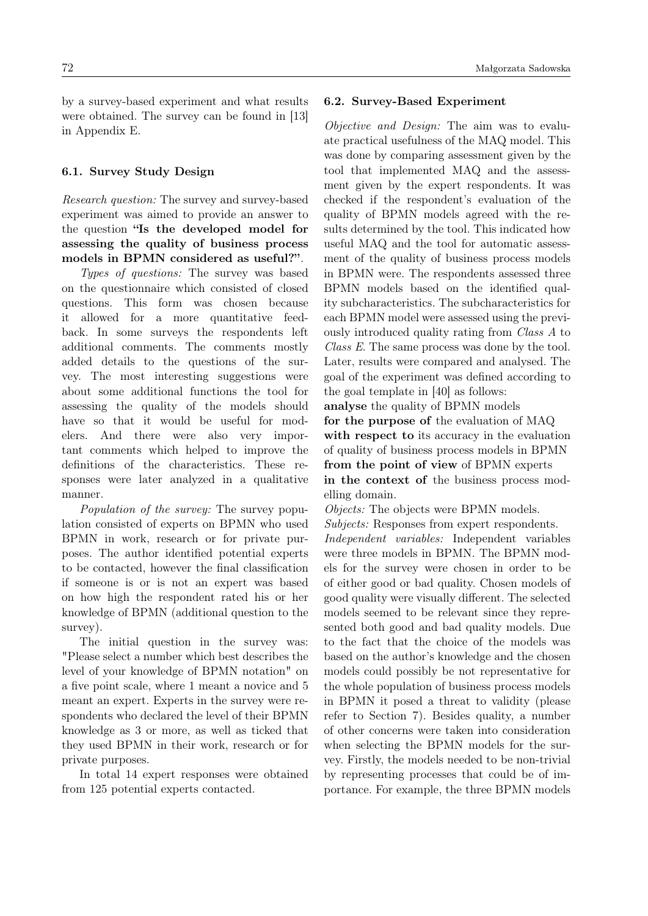by a survey-based experiment and what results were obtained. The survey can be found in [13] in Appendix E.

### 6.1. Survey Study Design

*Research question:* The survey and survey-based experiment was aimed to provide an answer to the question **"Is the developed model for assessing the quality of business process models in BPMN considered as useful?"**.

*Types of questions:* The survey was based on the questionnaire which consisted of closed questions. This form was chosen because it allowed for a more quantitative feedback. In some surveys the respondents left additional comments. The comments mostly added details to the questions of the survey. The most interesting suggestions were about some additional functions the tool for assessing the quality of the models should have so that it would be useful for modelers. And there were also very important comments which helped to improve the definitions of the characteristics. These responses were later analyzed in a qualitative manner.

*Population of the survey:* The survey population consisted of experts on BPMN who used BPMN in work, research or for private purposes. The author identified potential experts to be contacted, however the final classification if someone is or is not an expert was based on how high the respondent rated his or her knowledge of BPMN (additional question to the survey).

The initial question in the survey was: "Please select a number which best describes the level of your knowledge of BPMN notation" on a five point scale, where 1 meant a novice and 5 meant an expert. Experts in the survey were respondents who declared the level of their BPMN knowledge as 3 or more, as well as ticked that they used BPMN in their work, research or for private purposes.

In total 14 expert responses were obtained from 125 potential experts contacted.

### 6.2. Survey-Based Experiment

*Objective and Design:* The aim was to evaluate practical usefulness of the MAQ model. This was done by comparing assessment given by the tool that implemented MAQ and the assessment given by the expert respondents. It was checked if the respondent's evaluation of the quality of BPMN models agreed with the results determined by the tool. This indicated how useful MAQ and the tool for automatic assessment of the quality of business process models in BPMN were. The respondents assessed three BPMN models based on the identified quality subcharacteristics. The subcharacteristics for each BPMN model were assessed using the previously introduced quality rating from *Class A* to *Class E*. The same process was done by the tool. Later, results were compared and analysed. The goal of the experiment was defined according to the goal template in [40] as follows:
**analyse** the quality of BPMN models
**for the purpose of** the evaluation of MAQ
**with respect to** its accuracy in the evaluation of quality of business process models in BPMN
**from the point of view** of BPMN experts
**in the context of** the business process modelling domain.

*Objects:* The objects were BPMN models.
*Subjects:* Responses from expert respondents.
*Independent variables:* Independent variables were three models in BPMN. The BPMN models for the survey were chosen in order to be of either good or bad quality. Chosen models of good quality were visually different. The selected models seemed to be relevant since they represented both good and bad quality models. Due to the fact that the choice of the models was based on the author's knowledge and the chosen models could possibly be not representative for the whole population of business process models in BPMN it posed a threat to validity (please refer to Section 7). Besides quality, a number of other concerns were taken into consideration when selecting the BPMN models for the survey. Firstly, the models needed to be non-trivial by representing processes that could be of importance. For example, the three BPMN models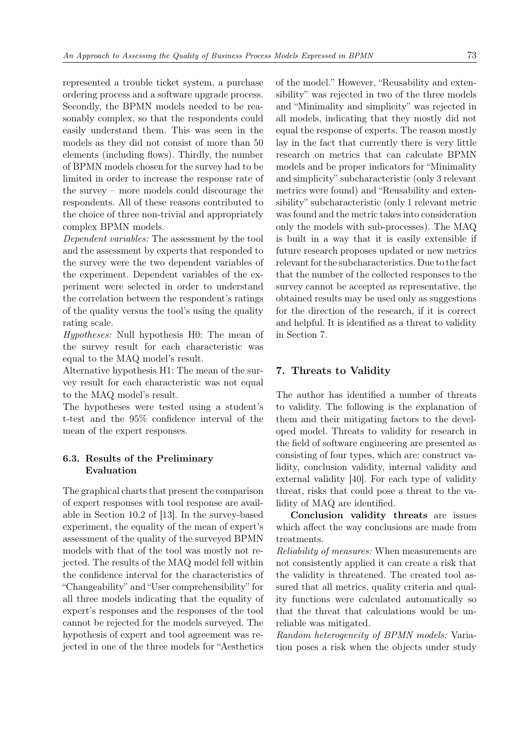represented a trouble ticket system, a purchase ordering process and a software upgrade process. Secondly, the BPMN models needed to be reasonably complex, so that the respondents could easily understand them. This was seen in the models as they did not consist of more than 50 elements (including flows). Thirdly, the number of BPMN models chosen for the survey had to be limited in order to increase the response rate of the survey – more models could discourage the respondents. All of these reasons contributed to the choice of three non-trivial and appropriately complex BPMN models.

*Dependent variables:* The assessment by the tool and the assessment by experts that responded to the survey were the two dependent variables of the experiment. Dependent variables of the experiment were selected in order to understand the correlation between the respondent's ratings of the quality versus the tool's using the quality rating scale.

*Hypotheses:* Null hypothesis H0: The mean of the survey result for each characteristic was equal to the MAQ model's result.

Alternative hypothesis H1: The mean of the survey result for each characteristic was not equal to the MAQ model's result.

The hypotheses were tested using a student's t-test and the 95% confidence interval of the mean of the expert responses.

### 6.3. Results of the Preliminary Evaluation

The graphical charts that present the comparison of expert responses with tool response are available in Section 10.2 of [13]. In the survey-based experiment, the equality of the mean of expert's assessment of the quality of the surveyed BPMN models with that of the tool was mostly not rejected. The results of the MAQ model fell within the confidence interval for the characteristics of "Changeability" and "User comprehensibility" for all three models indicating that the equality of expert's responses and the responses of the tool cannot be rejected for the models surveyed. The hypothesis of expert and tool agreement was rejected in one of the three models for "Aesthetics of the model." However, "Reusability and extensibility" was rejected in two of the three models and "Minimality and simplicity" was rejected in all models, indicating that they mostly did not equal the response of experts. The reason mostly lay in the fact that currently there is very little research on metrics that can calculate BPMN models and be proper indicators for "Minimality and simplicity" subcharacteristic (only 3 relevant metrics were found) and "Reusability and extensibility" subcharacteristic (only 1 relevant metric was found and the metric takes into consideration only the models with sub-processes). The MAQ is built in a way that it is easily extensible if future research proposes updated or new metrics relevant for the subcharacteristics. Due to the fact that the number of the collected responses to the survey cannot be accepted as representative, the obtained results may be used only as suggestions for the direction of the research, if it is correct and helpful. It is identified as a threat to validity in Section 7.

## 7. Threats to Validity

The author has identified a number of threats to validity. The following is the explanation of them and their mitigating factors to the developed model. Threats to validity for research in the field of software engineering are presented as consisting of four types, which are: construct validity, conclusion validity, internal validity and external validity [40]. For each type of validity threat, risks that could pose a threat to the validity of MAQ are identified.

**Conclusion validity threats** are issues which affect the way conclusions are made from treatments.

*Reliability of measures:* When measurements are not consistently applied it can create a risk that the validity is threatened. The created tool assured that all metrics, quality criteria and quality functions were calculated automatically so that the threat that calculations would be unreliable was mitigated.

*Random heterogeneity of BPMN models:* Variation poses a risk when the objects under study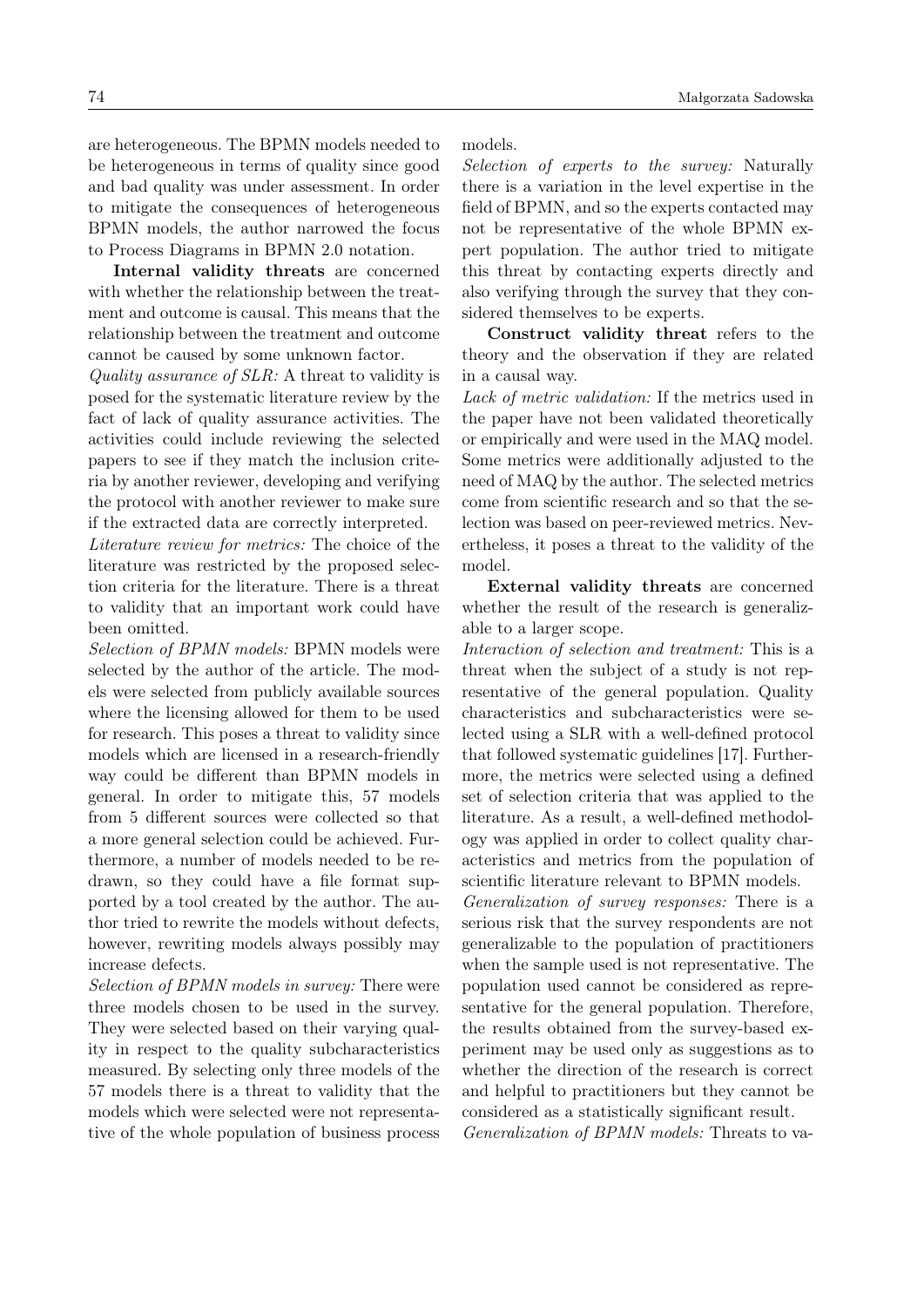are heterogeneous. The BPMN models needed to be heterogeneous in terms of quality since good and bad quality was under assessment. In order to mitigate the consequences of heterogeneous BPMN models, the author narrowed the focus to Process Diagrams in BPMN 2.0 notation.

**Internal validity threats** are concerned with whether the relationship between the treatment and outcome is causal. This means that the relationship between the treatment and outcome cannot be caused by some unknown factor.

*Quality assurance of SLR:* A threat to validity is posed for the systematic literature review by the fact of lack of quality assurance activities. The activities could include reviewing the selected papers to see if they match the inclusion criteria by another reviewer, developing and verifying the protocol with another reviewer to make sure if the extracted data are correctly interpreted.

*Literature review for metrics:* The choice of the literature was restricted by the proposed selection criteria for the literature. There is a threat to validity that an important work could have been omitted.

*Selection of BPMN models:* BPMN models were selected by the author of the article. The models were selected from publicly available sources where the licensing allowed for them to be used for research. This poses a threat to validity since models which are licensed in a research-friendly way could be different than BPMN models in general. In order to mitigate this, 57 models from 5 different sources were collected so that a more general selection could be achieved. Furthermore, a number of models needed to be redrawn, so they could have a file format supported by a tool created by the author. The author tried to rewrite the models without defects, however, rewriting models always possibly may increase defects.

*Selection of BPMN models in survey:* There were three models chosen to be used in the survey. They were selected based on their varying quality in respect to the quality subcharacteristics measured. By selecting only three models of the 57 models there is a threat to validity that the models which were selected were not representative of the whole population of business process models.

*Selection of experts to the survey:* Naturally there is a variation in the level expertise in the field of BPMN, and so the experts contacted may not be representative of the whole BPMN expert population. The author tried to mitigate this threat by contacting experts directly and also verifying through the survey that they considered themselves to be experts.

**Construct validity threat** refers to the theory and the observation if they are related in a causal way.

*Lack of metric validation:* If the metrics used in the paper have not been validated theoretically or empirically and were used in the MAQ model. Some metrics were additionally adjusted to the need of MAQ by the author. The selected metrics come from scientific research and so that the selection was based on peer-reviewed metrics. Nevertheless, it poses a threat to the validity of the model.

**External validity threats** are concerned whether the result of the research is generalizable to a larger scope.

*Interaction of selection and treatment:* This is a threat when the subject of a study is not representative of the general population. Quality characteristics and subcharacteristics were selected using a SLR with a well-defined protocol that followed systematic guidelines [17]. Furthermore, the metrics were selected using a defined set of selection criteria that was applied to the literature. As a result, a well-defined methodology was applied in order to collect quality characteristics and metrics from the population of scientific literature relevant to BPMN models.

*Generalization of survey responses:* There is a serious risk that the survey respondents are not generalizable to the population of practitioners when the sample used is not representative. The population used cannot be considered as representative for the general population. Therefore, the results obtained from the survey-based experiment may be used only as suggestions as to whether the direction of the research is correct and helpful to practitioners but they cannot be considered as a statistically significant result.

*Generalization of BPMN models:* Threats to va-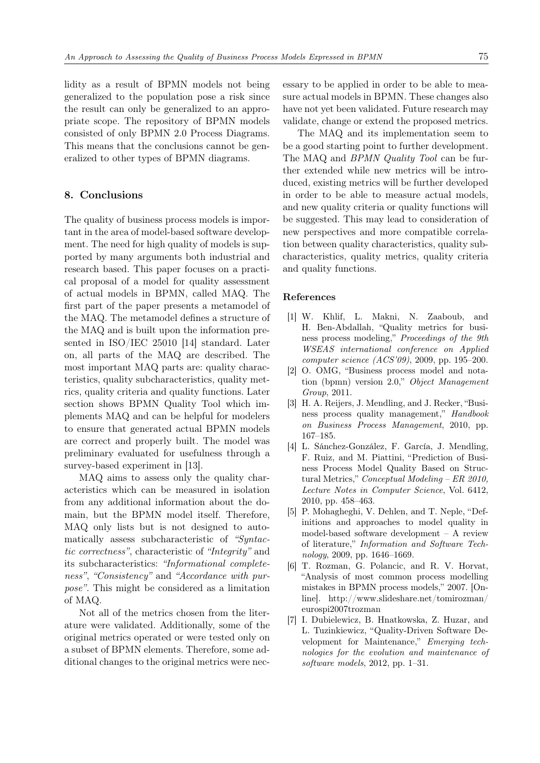lidity as a result of BPMN models not being generalized to the population pose a risk since the result can only be generalized to an appropriate scope. The repository of BPMN models consisted of only BPMN 2.0 Process Diagrams. This means that the conclusions cannot be generalized to other types of BPMN diagrams.

## 8. Conclusions

The quality of business process models is important in the area of model-based software development. The need for high quality of models is supported by many arguments both industrial and research based. This paper focuses on a practical proposal of a model for quality assessment of actual models in BPMN, called MAQ. The first part of the paper presents a metamodel of the MAQ. The metamodel defines a structure of the MAQ and is built upon the information presented in ISO/IEC 25010 [14] standard. Later on, all parts of the MAQ are described. The most important MAQ parts are: quality characteristics, quality subcharacteristics, quality metrics, quality criteria and quality functions. Later section shows BPMN Quality Tool which implements MAQ and can be helpful for modelers to ensure that generated actual BPMN models are correct and properly built. The model was preliminary evaluated for usefulness through a survey-based experiment in [13].

MAQ aims to assess only the quality characteristics which can be measured in isolation from any additional information about the domain, but the BPMN model itself. Therefore, MAQ only lists but is not designed to automatically assess subcharacteristic of *"Syntactic correctness"*, characteristic of *"Integrity"* and its subcharacteristics: *"Informational completeness"*, *"Consistency"* and *"Accordance with purpose"*. This might be considered as a limitation of MAQ.

Not all of the metrics chosen from the literature were validated. Additionally, some of the original metrics operated or were tested only on a subset of BPMN elements. Therefore, some additional changes to the original metrics were necessary to be applied in order to be able to measure actual models in BPMN. These changes also have not yet been validated. Future research may validate, change or extend the proposed metrics.

The MAQ and its implementation seem to be a good starting point to further development. The MAQ and *BPMN Quality Tool* can be further extended while new metrics will be introduced, existing metrics will be further developed in order to be able to measure actual models, and new quality criteria or quality functions will be suggested. This may lead to consideration of new perspectives and more compatible correlation between quality characteristics, quality subcharacteristics, quality metrics, quality criteria and quality functions.

### References

[1] W. Khlif, L. Makni, N. Zaaboub, and H. Ben-Abdallah, "Quality metrics for business process modeling," *Proceedings of the 9th WSEAS international conference on Applied computer science (ACS'09)*, 2009, pp. 195–200.

[2] O. OMG, "Business process model and notation (bpmn) version 2.0," *Object Management Group*, 2011.

[3] H. A. Reijers, J. Mendling, and J. Recker, "Business process quality management," *Handbook on Business Process Management*, 2010, pp. 167–185.

[4] L. Sánchez-González, F. García, J. Mendling, F. Ruiz, and M. Piattini, "Prediction of Business Process Model Quality Based on Structural Metrics," *Conceptual Modeling – ER 2010, Lecture Notes in Computer Science*, Vol. 6412, 2010, pp. 458–463.

[5] P. Mohagheghi, V. Dehlen, and T. Neple, "Definitions and approaches to model quality in model-based software development – A review of literature," *Information and Software Technology*, 2009, pp. 1646–1669.

[6] T. Rozman, G. Polancic, and R. V. Horvat, "Analysis of most common process modelling mistakes in BPMN process models," 2007. [Online]. http://www.slideshare.net/tomirozman/eurospi2007trozman

[7] I. Dubielewicz, B. Hnatkowska, Z. Huzar, and L. Tuzinkiewicz, "Quality-Driven Software Development for Maintenance," *Emerging technologies for the evolution and maintenance of software models*, 2012, pp. 1–31.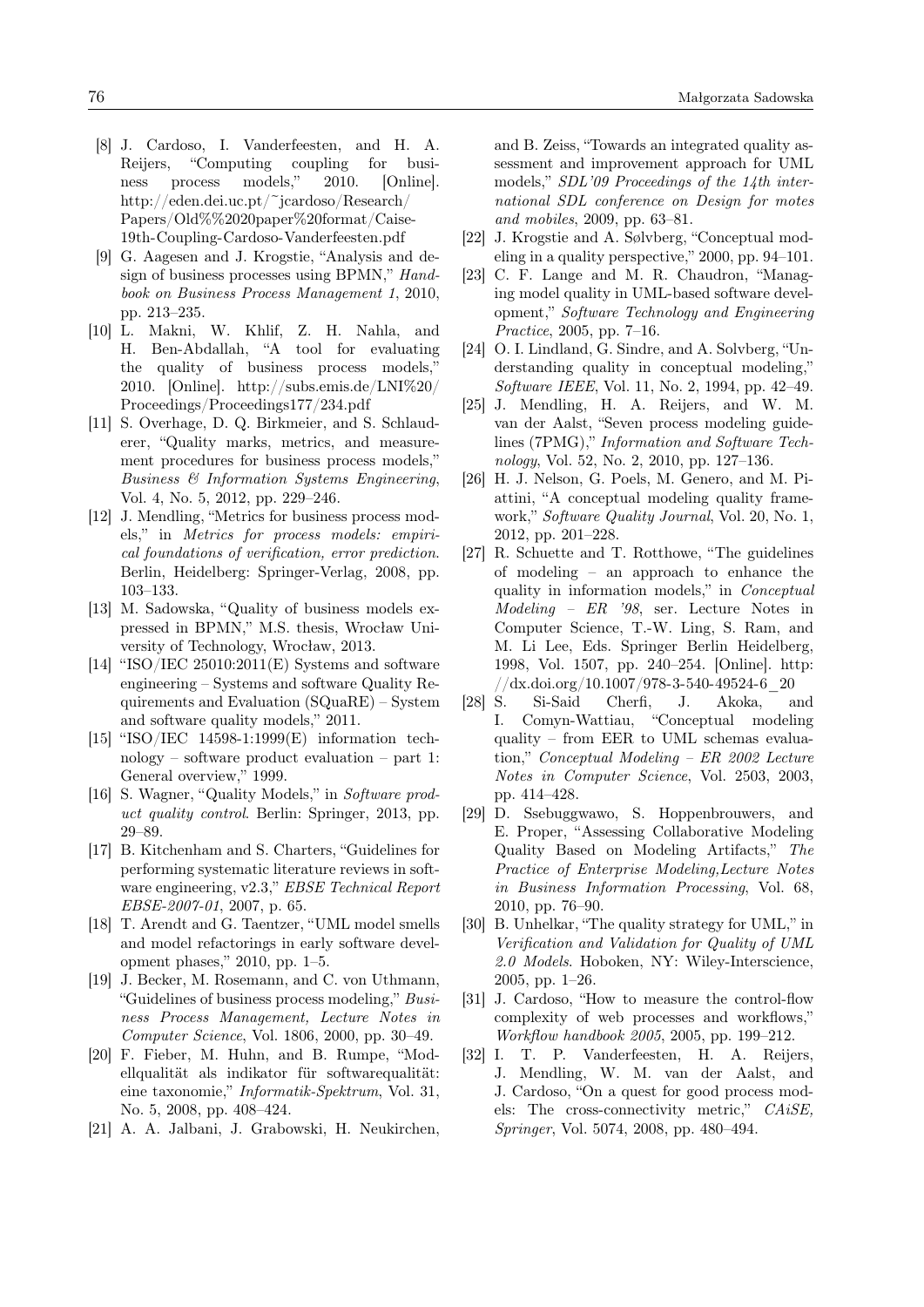[8] J. Cardoso, I. Vanderfeesten, and H. A. Reijers, "Computing coupling for business process models," 2010. [Online]. http://eden.dei.uc.pt/~jcardoso/Research/Papers/Old%%2020paper%20format/Caise-19th-Coupling-Cardoso-Vanderfeesten.pdf

[9] G. Aagesen and J. Krogstie, "Analysis and design of business processes using BPMN," *Handbook on Business Process Management 1*, 2010, pp. 213–235.

[10] L. Makni, W. Khlif, Z. H. Nahla, and H. Ben-Abdallah, "A tool for evaluating the quality of business process models," 2010. [Online]. http://subs.emis.de/LNI%20/Proceedings/Proceedings177/234.pdf

[11] S. Overhage, D. Q. Birkmeier, and S. Schlauderer, "Quality marks, metrics, and measurement procedures for business process models," *Business & Information Systems Engineering*, Vol. 4, No. 5, 2012, pp. 229–246.

[12] J. Mendling, "Metrics for business process models," in *Metrics for process models: empirical foundations of verification, error prediction*. Berlin, Heidelberg: Springer-Verlag, 2008, pp. 103–133.

[13] M. Sadowska, "Quality of business models expressed in BPMN," M.S. thesis, Wrocław University of Technology, Wrocław, 2013.

[14] "ISO/IEC 25010:2011(E) Systems and software engineering – Systems and software Quality Requirements and Evaluation (SQuaRE) – System and software quality models," 2011.

[15] "ISO/IEC 14598-1:1999(E) information technology – software product evaluation – part 1: General overview," 1999.

[16] S. Wagner, "Quality Models," in *Software product quality control*. Berlin: Springer, 2013, pp. 29–89.

[17] B. Kitchenham and S. Charters, "Guidelines for performing systematic literature reviews in software engineering, v2.3," *EBSE Technical Report EBSE-2007-01*, 2007, p. 65.

[18] T. Arendt and G. Taentzer, "UML model smells and model refactorings in early software development phases," 2010, pp. 1–5.

[19] J. Becker, M. Rosemann, and C. von Uthmann, "Guidelines of business process modeling," *Business Process Management, Lecture Notes in Computer Science*, Vol. 1806, 2000, pp. 30–49.

[20] F. Fieber, M. Huhn, and B. Rumpe, "Modellqualität als indikator für softwarequalität: eine taxonomie," *Informatik-Spektrum*, Vol. 31, No. 5, 2008, pp. 408–424.

[21] A. A. Jalbani, J. Grabowski, H. Neukirchen, and B. Zeiss, "Towards an integrated quality assessment and improvement approach for UML models," *SDL'09 Proceedings of the 14th international SDL conference on Design for motes and mobiles*, 2009, pp. 63–81.

[22] J. Krogstie and A. Sølvberg, "Conceptual modeling in a quality perspective," 2000, pp. 94–101.

[23] C. F. Lange and M. R. Chaudron, "Managing model quality in UML-based software development," *Software Technology and Engineering Practice*, 2005, pp. 7–16.

[24] O. I. Lindland, G. Sindre, and A. Solvberg, "Understanding quality in conceptual modeling," *Software IEEE*, Vol. 11, No. 2, 1994, pp. 42–49.

[25] J. Mendling, H. A. Reijers, and W. M. van der Aalst, "Seven process modeling guidelines (7PMG)," *Information and Software Technology*, Vol. 52, No. 2, 2010, pp. 127–136.

[26] H. J. Nelson, G. Poels, M. Genero, and M. Piattini, "A conceptual modeling quality framework," *Software Quality Journal*, Vol. 20, No. 1, 2012, pp. 201–228.

[27] R. Schuette and T. Rotthowe, "The guidelines of modeling – an approach to enhance the quality in information models," in *Conceptual Modeling – ER '98*, ser. Lecture Notes in Computer Science, T.-W. Ling, S. Ram, and M. Li Lee, Eds. Springer Berlin Heidelberg, 1998, Vol. 1507, pp. 240–254. [Online]. http://dx.doi.org/10.1007/978-3-540-49524-6_20

[28] S. Si-Said Cherfi, J. Akoka, and I. Comyn-Wattiau, "Conceptual modeling quality – from EER to UML schemas evaluation," *Conceptual Modeling – ER 2002 Lecture Notes in Computer Science*, Vol. 2503, 2003, pp. 414–428.

[29] D. Ssebuggwawo, S. Hoppenbrouwers, and E. Proper, "Assessing Collaborative Modeling Quality Based on Modeling Artifacts," *The Practice of Enterprise Modeling,Lecture Notes in Business Information Processing*, Vol. 68, 2010, pp. 76–90.

[30] B. Unhelkar, "The quality strategy for UML," in *Verification and Validation for Quality of UML 2.0 Models*. Hoboken, NY: Wiley-Interscience, 2005, pp. 1–26.

[31] J. Cardoso, "How to measure the control-flow complexity of web processes and workflows," *Workflow handbook 2005*, 2005, pp. 199–212.

[32] I. T. P. Vanderfeesten, H. A. Reijers, J. Mendling, W. M. van der Aalst, and J. Cardoso, "On a quest for good process models: The cross-connectivity metric," *CAiSE, Springer*, Vol. 5074, 2008, pp. 480–494.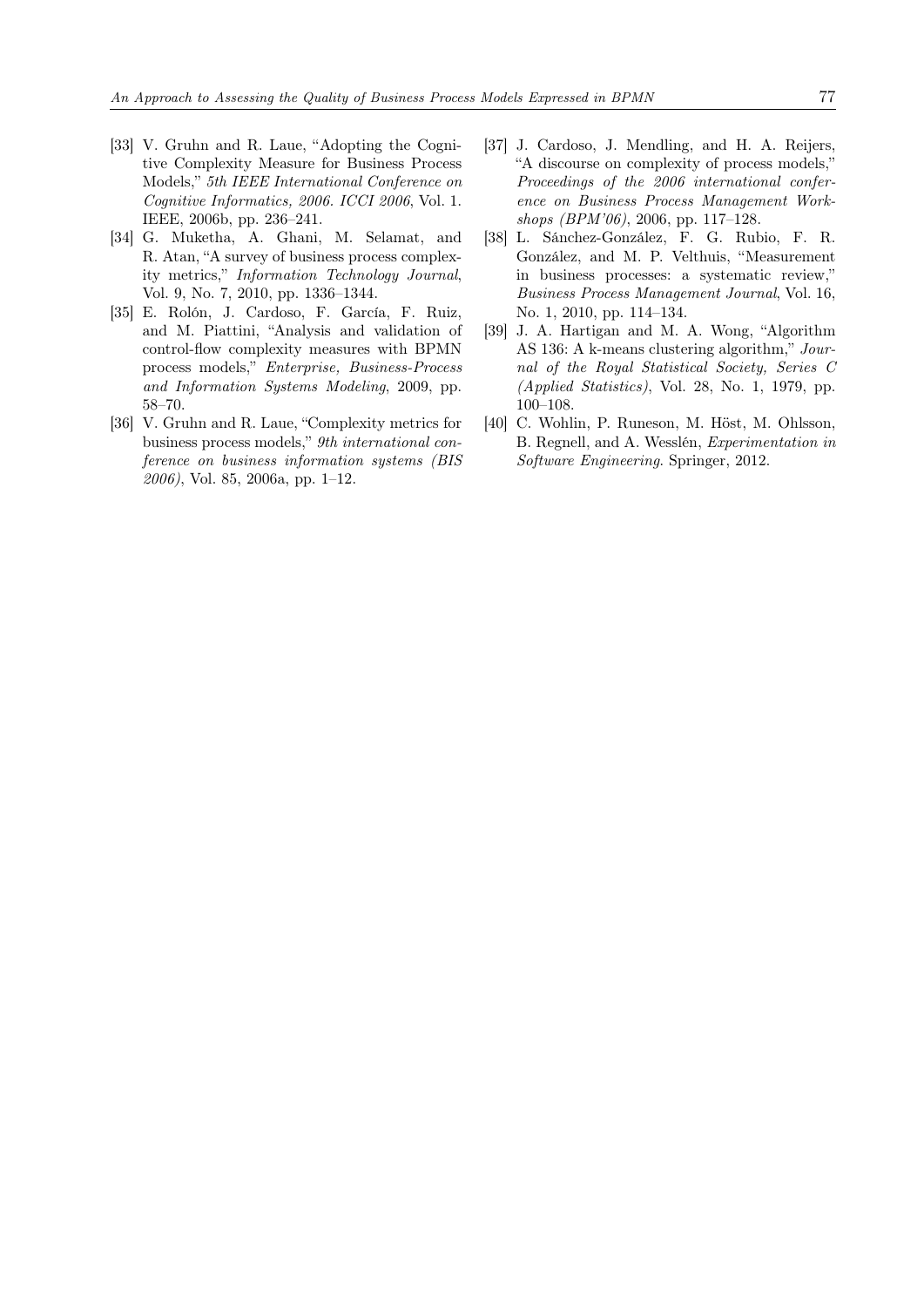[33] V. Gruhn and R. Laue, "Adopting the Cognitive Complexity Measure for Business Process Models," *5th IEEE International Conference on Cognitive Informatics, 2006. ICCI 2006*, Vol. 1. IEEE, 2006b, pp. 236–241.

[34] G. Muketha, A. Ghani, M. Selamat, and R. Atan, "A survey of business process complexity metrics," *Information Technology Journal*, Vol. 9, No. 7, 2010, pp. 1336–1344.

[35] E. Rolón, J. Cardoso, F. García, F. Ruiz, and M. Piattini, "Analysis and validation of control-flow complexity measures with BPMN process models," *Enterprise, Business-Process and Information Systems Modeling*, 2009, pp. 58–70.

[36] V. Gruhn and R. Laue, "Complexity metrics for business process models," *9th international conference on business information systems (BIS 2006)*, Vol. 85, 2006a, pp. 1–12.

[37] J. Cardoso, J. Mendling, and H. A. Reijers, "A discourse on complexity of process models," *Proceedings of the 2006 international conference on Business Process Management Workshops (BPM'06)*, 2006, pp. 117–128.

[38] L. Sánchez-González, F. G. Rubio, F. R. González, and M. P. Velthuis, "Measurement in business processes: a systematic review," *Business Process Management Journal*, Vol. 16, No. 1, 2010, pp. 114–134.

[39] J. A. Hartigan and M. A. Wong, "Algorithm AS 136: A k-means clustering algorithm," *Journal of the Royal Statistical Society, Series C (Applied Statistics)*, Vol. 28, No. 1, 1979, pp. 100–108.

[40] C. Wohlin, P. Runeson, M. Höst, M. Ohlsson, B. Regnell, and A. Wesslén, *Experimentation in Software Engineering*. Springer, 2012.